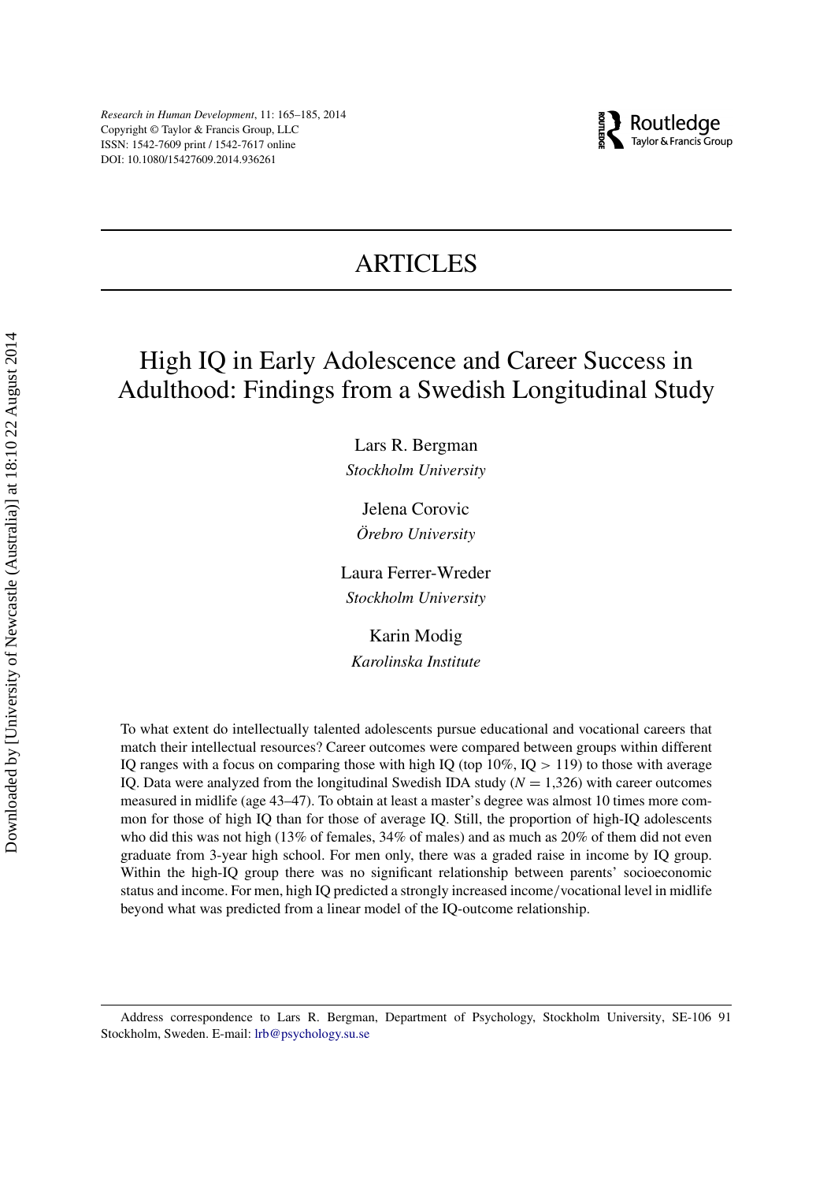# ARTICLES

# High IQ in Early Adolescence and Career Success in Adulthood: Findings from a Swedish Longitudinal Study

Lars R. Bergman
*Stockholm University*

Jelena Corovic
*Örebro University*

Laura Ferrer-Wreder
*Stockholm University*

Karin Modig
*Karolinska Institute*

To what extent do intellectually talented adolescents pursue educational and vocational careers that match their intellectual resources? Career outcomes were compared between groups within different IQ ranges with a focus on comparing those with high IQ (top 10%, IQ > 119) to those with average IQ. Data were analyzed from the longitudinal Swedish IDA study ($N = 1{,}326$) with career outcomes measured in midlife (age 43–47). To obtain at least a master's degree was almost 10 times more common for those of high IQ than for those of average IQ. Still, the proportion of high-IQ adolescents who did this was not high (13% of females, 34% of males) and as much as 20% of them did not even graduate from 3-year high school. For men only, there was a graded raise in income by IQ group. Within the high-IQ group there was no significant relationship between parents' socioeconomic status and income. For men, high IQ predicted a strongly increased income/vocational level in midlife beyond what was predicted from a linear model of the IQ-outcome relationship.

Address correspondence to Lars R. Bergman, Department of Psychology, Stockholm University, SE-106 91 Stockholm, Sweden. E-mail: lrb@psychology.su.se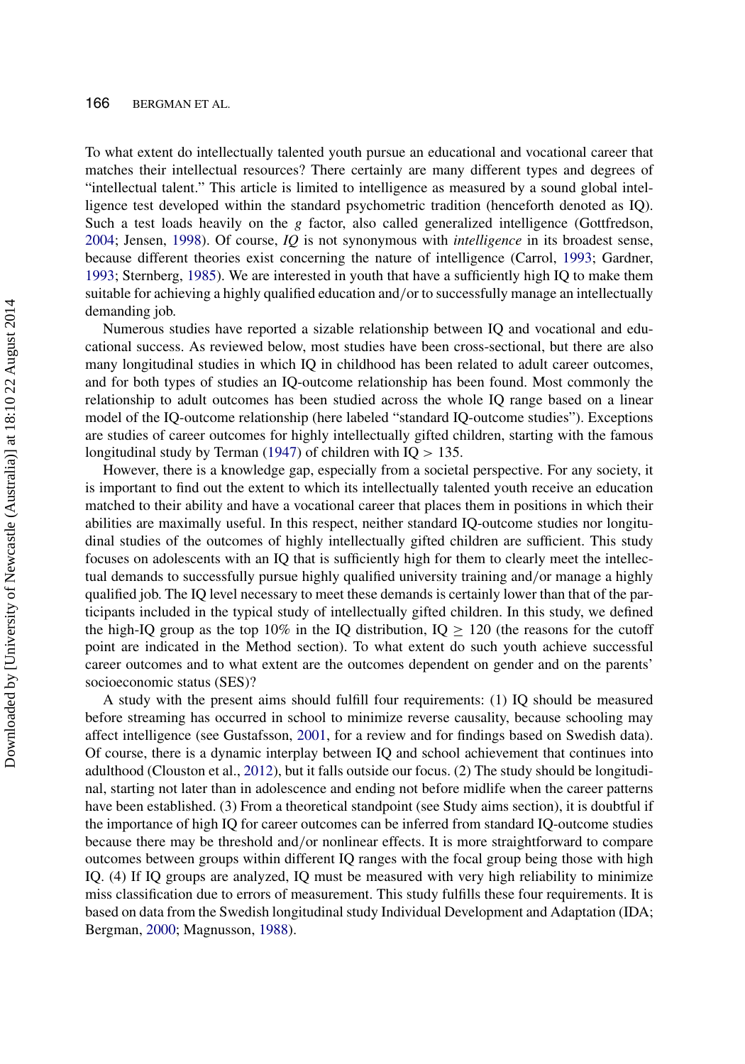To what extent do intellectually talented youth pursue an educational and vocational career that matches their intellectual resources? There certainly are many different types and degrees of "intellectual talent." This article is limited to intelligence as measured by a sound global intelligence test developed within the standard psychometric tradition (henceforth denoted as IQ). Such a test loads heavily on the *g* factor, also called generalized intelligence (Gottfredson, 2004; Jensen, 1998). Of course, *IQ* is not synonymous with *intelligence* in its broadest sense, because different theories exist concerning the nature of intelligence (Carrol, 1993; Gardner, 1993; Sternberg, 1985). We are interested in youth that have a sufficiently high IQ to make them suitable for achieving a highly qualified education and/or to successfully manage an intellectually demanding job.

Numerous studies have reported a sizable relationship between IQ and vocational and educational success. As reviewed below, most studies have been cross-sectional, but there are also many longitudinal studies in which IQ in childhood has been related to adult career outcomes, and for both types of studies an IQ-outcome relationship has been found. Most commonly the relationship to adult outcomes has been studied across the whole IQ range based on a linear model of the IQ-outcome relationship (here labeled "standard IQ-outcome studies"). Exceptions are studies of career outcomes for highly intellectually gifted children, starting with the famous longitudinal study by Terman (1947) of children with IQ $> 135$.

However, there is a knowledge gap, especially from a societal perspective. For any society, it is important to find out the extent to which its intellectually talented youth receive an education matched to their ability and have a vocational career that places them in positions in which their abilities are maximally useful. In this respect, neither standard IQ-outcome studies nor longitudinal studies of the outcomes of highly intellectually gifted children are sufficient. This study focuses on adolescents with an IQ that is sufficiently high for them to clearly meet the intellectual demands to successfully pursue highly qualified university training and/or manage a highly qualified job. The IQ level necessary to meet these demands is certainly lower than that of the participants included in the typical study of intellectually gifted children. In this study, we defined the high-IQ group as the top 10% in the IQ distribution, IQ $\geq 120$ (the reasons for the cutoff point are indicated in the Method section). To what extent do such youth achieve successful career outcomes and to what extent are the outcomes dependent on gender and on the parents' socioeconomic status (SES)?

A study with the present aims should fulfill four requirements: (1) IQ should be measured before streaming has occurred in school to minimize reverse causality, because schooling may affect intelligence (see Gustafsson, 2001, for a review and for findings based on Swedish data). Of course, there is a dynamic interplay between IQ and school achievement that continues into adulthood (Clouston et al., 2012), but it falls outside our focus. (2) The study should be longitudinal, starting not later than in adolescence and ending not before midlife when the career patterns have been established. (3) From a theoretical standpoint (see Study aims section), it is doubtful if the importance of high IQ for career outcomes can be inferred from standard IQ-outcome studies because there may be threshold and/or nonlinear effects. It is more straightforward to compare outcomes between groups within different IQ ranges with the focal group being those with high IQ. (4) If IQ groups are analyzed, IQ must be measured with very high reliability to minimize miss classification due to errors of measurement. This study fulfills these four requirements. It is based on data from the Swedish longitudinal study Individual Development and Adaptation (IDA; Bergman, 2000; Magnusson, 1988).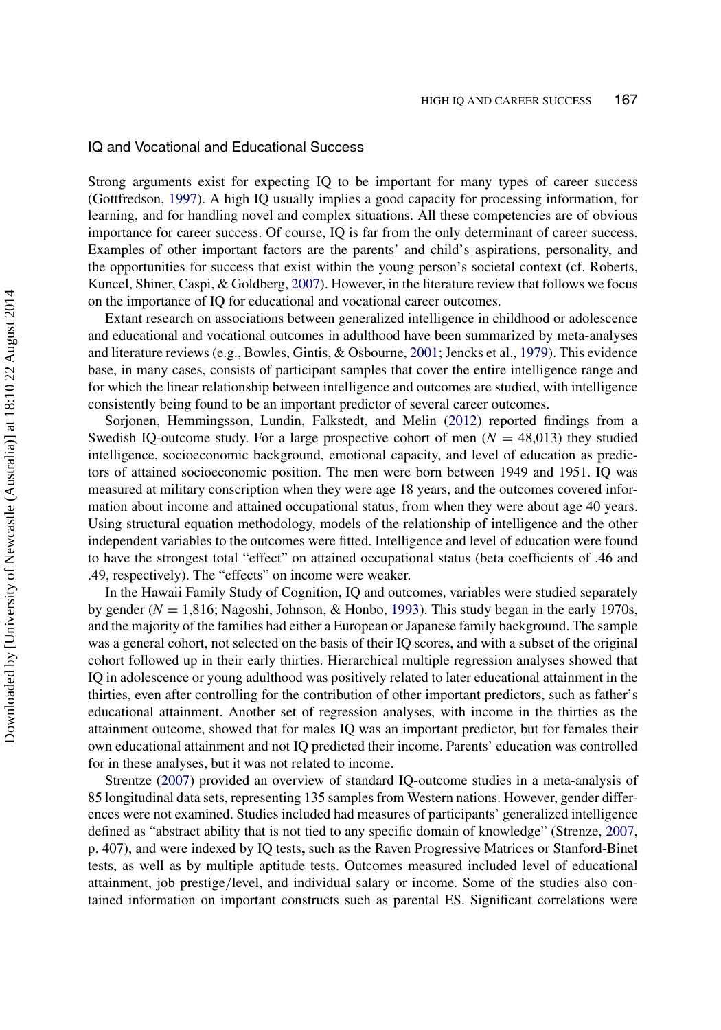## IQ and Vocational and Educational Success

Strong arguments exist for expecting IQ to be important for many types of career success (Gottfredson, 1997). A high IQ usually implies a good capacity for processing information, for learning, and for handling novel and complex situations. All these competencies are of obvious importance for career success. Of course, IQ is far from the only determinant of career success. Examples of other important factors are the parents' and child's aspirations, personality, and the opportunities for success that exist within the young person's societal context (cf. Roberts, Kuncel, Shiner, Caspi, & Goldberg, 2007). However, in the literature review that follows we focus on the importance of IQ for educational and vocational career outcomes.

Extant research on associations between generalized intelligence in childhood or adolescence and educational and vocational outcomes in adulthood have been summarized by meta-analyses and literature reviews (e.g., Bowles, Gintis, & Osbourne, 2001; Jencks et al., 1979). This evidence base, in many cases, consists of participant samples that cover the entire intelligence range and for which the linear relationship between intelligence and outcomes are studied, with intelligence consistently being found to be an important predictor of several career outcomes.

Sorjonen, Hemmingsson, Lundin, Falkstedt, and Melin (2012) reported findings from a Swedish IQ-outcome study. For a large prospective cohort of men ($N$ = 48,013) they studied intelligence, socioeconomic background, emotional capacity, and level of education as predictors of attained socioeconomic position. The men were born between 1949 and 1951. IQ was measured at military conscription when they were age 18 years, and the outcomes covered information about income and attained occupational status, from when they were about age 40 years. Using structural equation methodology, models of the relationship of intelligence and the other independent variables to the outcomes were fitted. Intelligence and level of education were found to have the strongest total "effect" on attained occupational status (beta coefficients of .46 and .49, respectively). The "effects" on income were weaker.

In the Hawaii Family Study of Cognition, IQ and outcomes, variables were studied separately by gender ($N$ = 1,816; Nagoshi, Johnson, & Honbo, 1993). This study began in the early 1970s, and the majority of the families had either a European or Japanese family background. The sample was a general cohort, not selected on the basis of their IQ scores, and with a subset of the original cohort followed up in their early thirties. Hierarchical multiple regression analyses showed that IQ in adolescence or young adulthood was positively related to later educational attainment in the thirties, even after controlling for the contribution of other important predictors, such as father's educational attainment. Another set of regression analyses, with income in the thirties as the attainment outcome, showed that for males IQ was an important predictor, but for females their own educational attainment and not IQ predicted their income. Parents' education was controlled for in these analyses, but it was not related to income.

Strentze (2007) provided an overview of standard IQ-outcome studies in a meta-analysis of 85 longitudinal data sets, representing 135 samples from Western nations. However, gender differences were not examined. Studies included had measures of participants' generalized intelligence defined as "abstract ability that is not tied to any specific domain of knowledge" (Strenze, 2007, p. 407), and were indexed by IQ tests**,** such as the Raven Progressive Matrices or Stanford-Binet tests, as well as by multiple aptitude tests. Outcomes measured included level of educational attainment, job prestige/level, and individual salary or income. Some of the studies also contained information on important constructs such as parental ES. Significant correlations were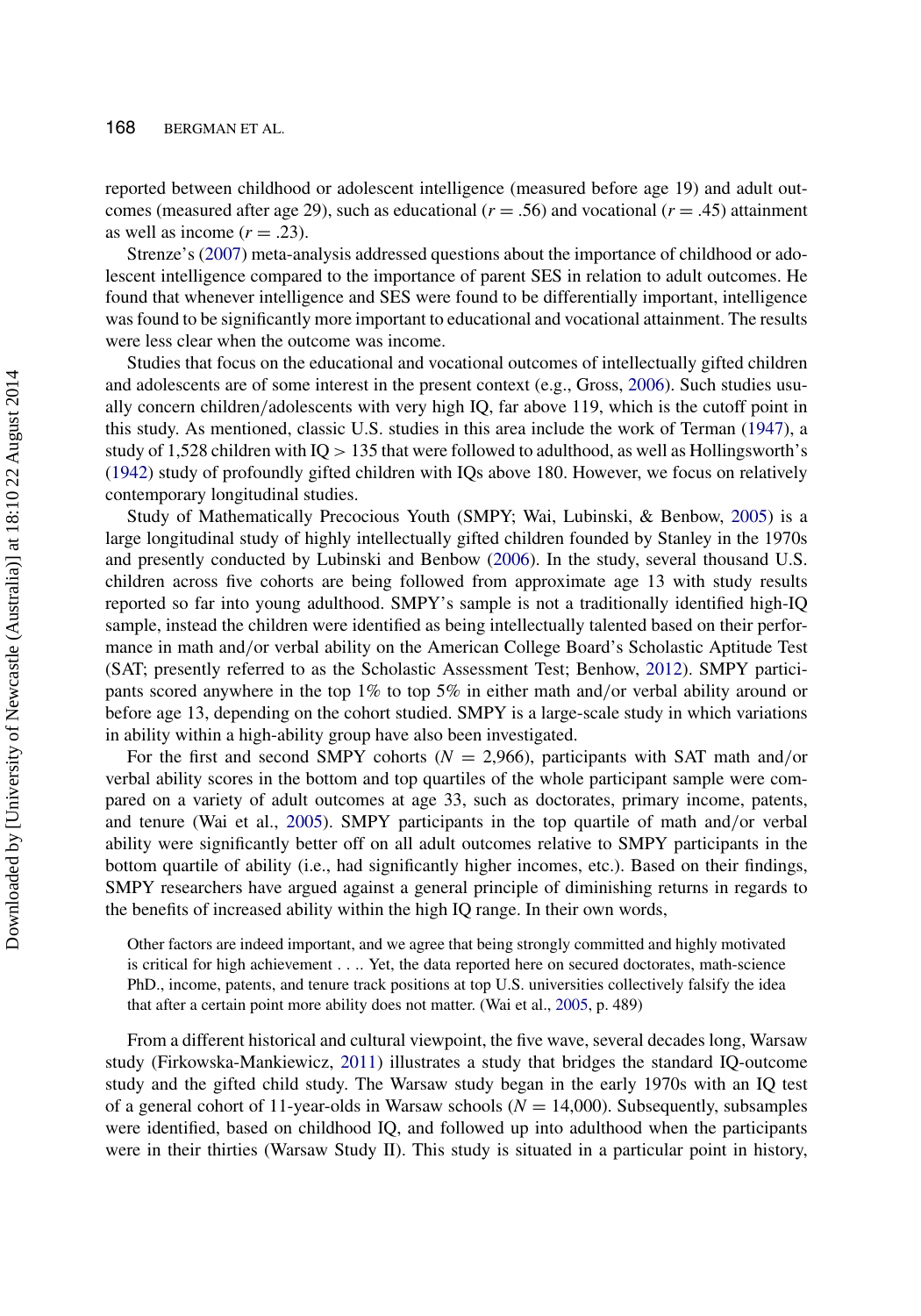reported between childhood or adolescent intelligence (measured before age 19) and adult outcomes (measured after age 29), such as educational ($r = .56$) and vocational ($r = .45$) attainment as well as income ($r = .23$).

Strenze's (2007) meta-analysis addressed questions about the importance of childhood or adolescent intelligence compared to the importance of parent SES in relation to adult outcomes. He found that whenever intelligence and SES were found to be differentially important, intelligence was found to be significantly more important to educational and vocational attainment. The results were less clear when the outcome was income.

Studies that focus on the educational and vocational outcomes of intellectually gifted children and adolescents are of some interest in the present context (e.g., Gross, 2006). Such studies usually concern children/adolescents with very high IQ, far above 119, which is the cutoff point in this study. As mentioned, classic U.S. studies in this area include the work of Terman (1947), a study of 1,528 children with IQ > 135 that were followed to adulthood, as well as Hollingsworth's (1942) study of profoundly gifted children with IQs above 180. However, we focus on relatively contemporary longitudinal studies.

Study of Mathematically Precocious Youth (SMPY; Wai, Lubinski, & Benbow, 2005) is a large longitudinal study of highly intellectually gifted children founded by Stanley in the 1970s and presently conducted by Lubinski and Benbow (2006). In the study, several thousand U.S. children across five cohorts are being followed from approximate age 13 with study results reported so far into young adulthood. SMPY's sample is not a traditionally identified high-IQ sample, instead the children were identified as being intellectually talented based on their performance in math and/or verbal ability on the American College Board's Scholastic Aptitude Test (SAT; presently referred to as the Scholastic Assessment Test; Benbow, 2012). SMPY participants scored anywhere in the top 1% to top 5% in either math and/or verbal ability around or before age 13, depending on the cohort studied. SMPY is a large-scale study in which variations in ability within a high-ability group have also been investigated.

For the first and second SMPY cohorts ($N = 2{,}966$), participants with SAT math and/or verbal ability scores in the bottom and top quartiles of the whole participant sample were compared on a variety of adult outcomes at age 33, such as doctorates, primary income, patents, and tenure (Wai et al., 2005). SMPY participants in the top quartile of math and/or verbal ability were significantly better off on all adult outcomes relative to SMPY participants in the bottom quartile of ability (i.e., had significantly higher incomes, etc.). Based on their findings, SMPY researchers have argued against a general principle of diminishing returns in regards to the benefits of increased ability within the high IQ range. In their own words,

> Other factors are indeed important, and we agree that being strongly committed and highly motivated is critical for high achievement . . .. Yet, the data reported here on secured doctorates, math-science PhD., income, patents, and tenure track positions at top U.S. universities collectively falsify the idea that after a certain point more ability does not matter. (Wai et al., 2005, p. 489)

From a different historical and cultural viewpoint, the five wave, several decades long, Warsaw study (Firkowska-Mankiewicz, 2011) illustrates a study that bridges the standard IQ-outcome study and the gifted child study. The Warsaw study began in the early 1970s with an IQ test of a general cohort of 11-year-olds in Warsaw schools ($N = 14{,}000$). Subsequently, subsamples were identified, based on childhood IQ, and followed up into adulthood when the participants were in their thirties (Warsaw Study II). This study is situated in a particular point in history,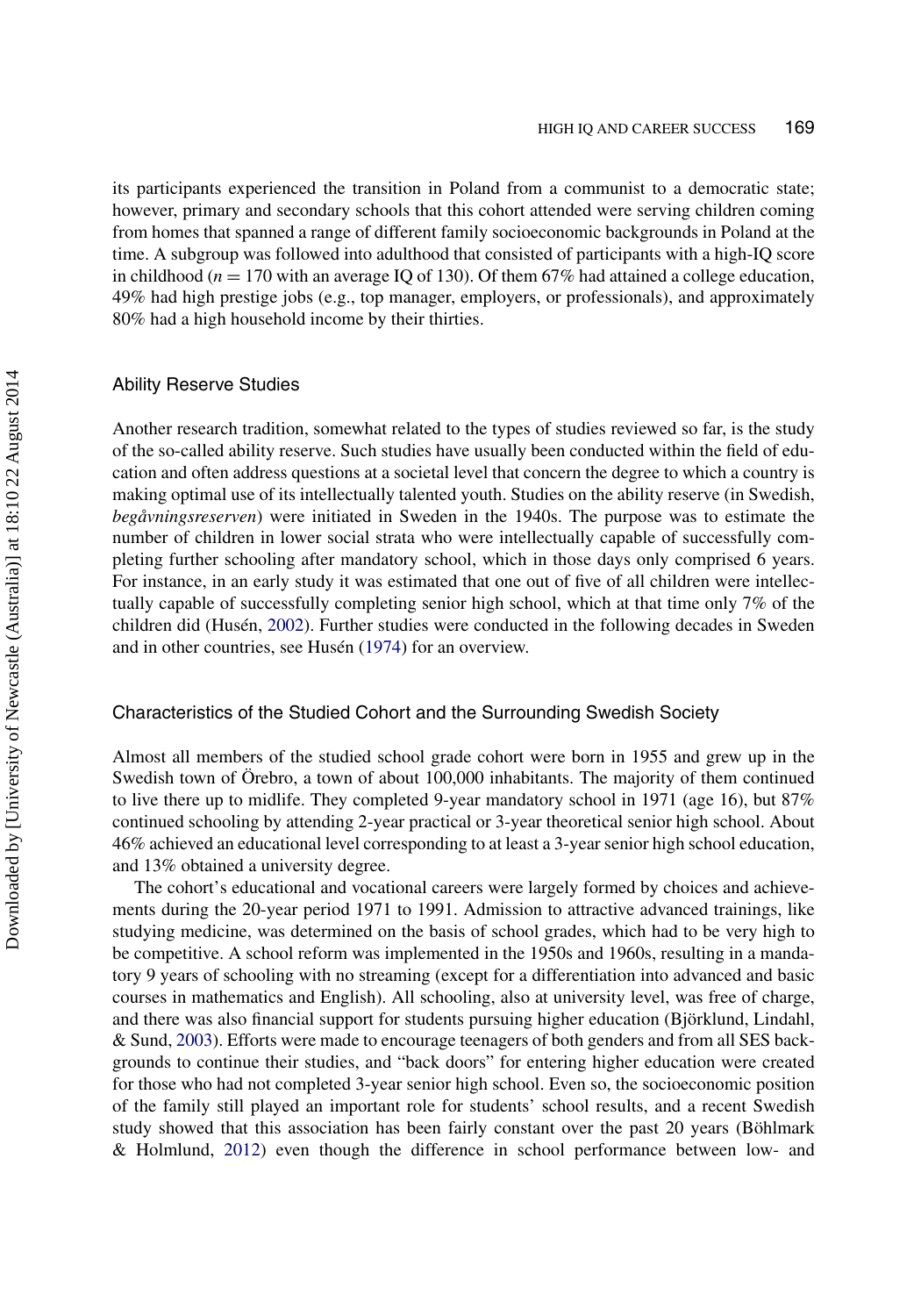its participants experienced the transition in Poland from a communist to a democratic state; however, primary and secondary schools that this cohort attended were serving children coming from homes that spanned a range of different family socioeconomic backgrounds in Poland at the time. A subgroup was followed into adulthood that consisted of participants with a high-IQ score in childhood ($n = 170$ with an average IQ of 130). Of them 67% had attained a college education, 49% had high prestige jobs (e.g., top manager, employers, or professionals), and approximately 80% had a high household income by their thirties.

### Ability Reserve Studies

Another research tradition, somewhat related to the types of studies reviewed so far, is the study of the so-called ability reserve. Such studies have usually been conducted within the field of education and often address questions at a societal level that concern the degree to which a country is making optimal use of its intellectually talented youth. Studies on the ability reserve (in Swedish, *begåvningsreserven*) were initiated in Sweden in the 1940s. The purpose was to estimate the number of children in lower social strata who were intellectually capable of successfully completing further schooling after mandatory school, which in those days only comprised 6 years. For instance, in an early study it was estimated that one out of five of all children were intellectually capable of successfully completing senior high school, which at that time only 7% of the children did (Husén, 2002). Further studies were conducted in the following decades in Sweden and in other countries, see Husén (1974) for an overview.

### Characteristics of the Studied Cohort and the Surrounding Swedish Society

Almost all members of the studied school grade cohort were born in 1955 and grew up in the Swedish town of Örebro, a town of about 100,000 inhabitants. The majority of them continued to live there up to midlife. They completed 9-year mandatory school in 1971 (age 16), but 87% continued schooling by attending 2-year practical or 3-year theoretical senior high school. About 46% achieved an educational level corresponding to at least a 3-year senior high school education, and 13% obtained a university degree.

The cohort's educational and vocational careers were largely formed by choices and achievements during the 20-year period 1971 to 1991. Admission to attractive advanced trainings, like studying medicine, was determined on the basis of school grades, which had to be very high to be competitive. A school reform was implemented in the 1950s and 1960s, resulting in a mandatory 9 years of schooling with no streaming (except for a differentiation into advanced and basic courses in mathematics and English). All schooling, also at university level, was free of charge, and there was also financial support for students pursuing higher education (Björklund, Lindahl, & Sund, 2003). Efforts were made to encourage teenagers of both genders and from all SES backgrounds to continue their studies, and "back doors" for entering higher education were created for those who had not completed 3-year senior high school. Even so, the socioeconomic position of the family still played an important role for students' school results, and a recent Swedish study showed that this association has been fairly constant over the past 20 years (Böhlmark & Holmlund, 2012) even though the difference in school performance between low- and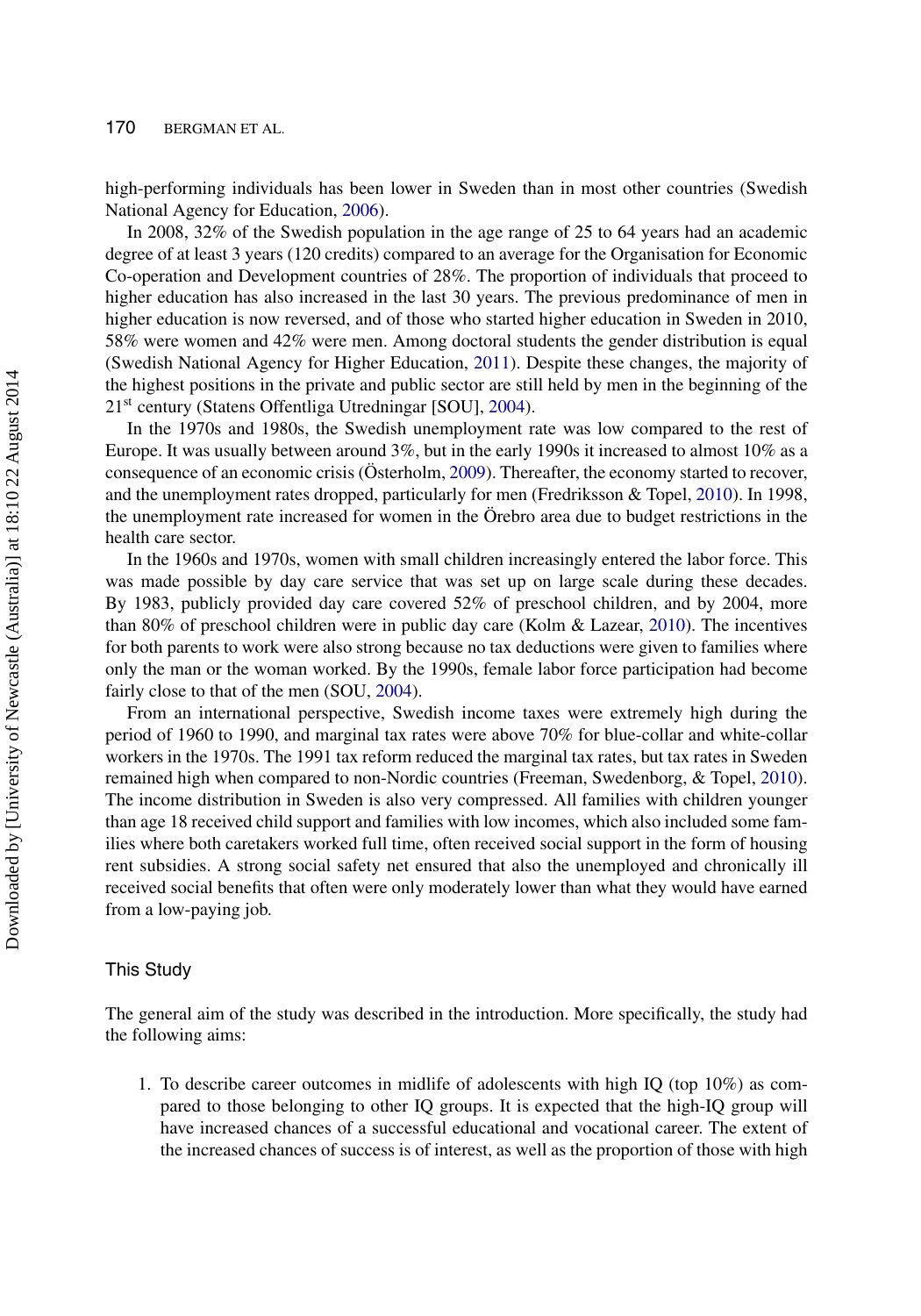high-performing individuals has been lower in Sweden than in most other countries (Swedish National Agency for Education, 2006).

In 2008, 32% of the Swedish population in the age range of 25 to 64 years had an academic degree of at least 3 years (120 credits) compared to an average for the Organisation for Economic Co-operation and Development countries of 28%. The proportion of individuals that proceed to higher education has also increased in the last 30 years. The previous predominance of men in higher education is now reversed, and of those who started higher education in Sweden in 2010, 58% were women and 42% were men. Among doctoral students the gender distribution is equal (Swedish National Agency for Higher Education, 2011). Despite these changes, the majority of the highest positions in the private and public sector are still held by men in the beginning of the 21st century (Statens Offentliga Utredningar [SOU], 2004).

In the 1970s and 1980s, the Swedish unemployment rate was low compared to the rest of Europe. It was usually between around 3%, but in the early 1990s it increased to almost 10% as a consequence of an economic crisis (Österholm, 2009). Thereafter, the economy started to recover, and the unemployment rates dropped, particularly for men (Fredriksson & Topel, 2010). In 1998, the unemployment rate increased for women in the Örebro area due to budget restrictions in the health care sector.

In the 1960s and 1970s, women with small children increasingly entered the labor force. This was made possible by day care service that was set up on large scale during these decades. By 1983, publicly provided day care covered 52% of preschool children, and by 2004, more than 80% of preschool children were in public day care (Kolm & Lazear, 2010). The incentives for both parents to work were also strong because no tax deductions were given to families where only the man or the woman worked. By the 1990s, female labor force participation had become fairly close to that of the men (SOU, 2004).

From an international perspective, Swedish income taxes were extremely high during the period of 1960 to 1990, and marginal tax rates were above 70% for blue-collar and white-collar workers in the 1970s. The 1991 tax reform reduced the marginal tax rates, but tax rates in Sweden remained high when compared to non-Nordic countries (Freeman, Swedenborg, & Topel, 2010). The income distribution in Sweden is also very compressed. All families with children younger than age 18 received child support and families with low incomes, which also included some families where both caretakers worked full time, often received social support in the form of housing rent subsidies. A strong social safety net ensured that also the unemployed and chronically ill received social benefits that often were only moderately lower than what they would have earned from a low-paying job.

## This Study

The general aim of the study was described in the introduction. More specifically, the study had the following aims:

1. To describe career outcomes in midlife of adolescents with high IQ (top 10%) as compared to those belonging to other IQ groups. It is expected that the high-IQ group will have increased chances of a successful educational and vocational career. The extent of the increased chances of success is of interest, as well as the proportion of those with high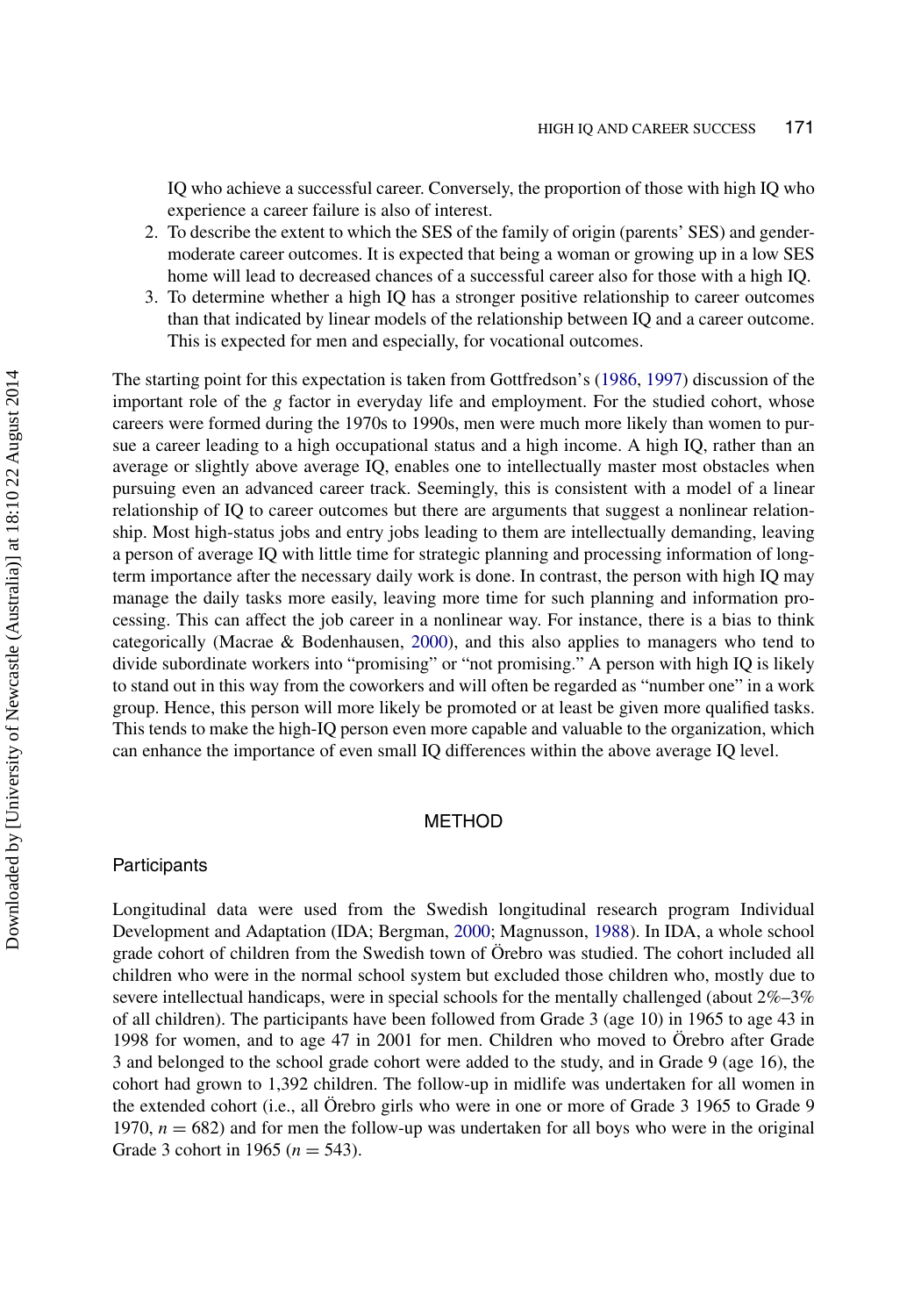IQ who achieve a successful career. Conversely, the proportion of those with high IQ who experience a career failure is also of interest.

2. To describe the extent to which the SES of the family of origin (parents' SES) and gender-moderate career outcomes. It is expected that being a woman or growing up in a low SES home will lead to decreased chances of a successful career also for those with a high IQ.
3. To determine whether a high IQ has a stronger positive relationship to career outcomes than that indicated by linear models of the relationship between IQ and a career outcome. This is expected for men and especially, for vocational outcomes.

The starting point for this expectation is taken from Gottfredson's (1986, 1997) discussion of the important role of the *g* factor in everyday life and employment. For the studied cohort, whose careers were formed during the 1970s to 1990s, men were much more likely than women to pursue a career leading to a high occupational status and a high income. A high IQ, rather than an average or slightly above average IQ, enables one to intellectually master most obstacles when pursuing even an advanced career track. Seemingly, this is consistent with a model of a linear relationship of IQ to career outcomes but there are arguments that suggest a nonlinear relationship. Most high-status jobs and entry jobs leading to them are intellectually demanding, leaving a person of average IQ with little time for strategic planning and processing information of long-term importance after the necessary daily work is done. In contrast, the person with high IQ may manage the daily tasks more easily, leaving more time for such planning and information processing. This can affect the job career in a nonlinear way. For instance, there is a bias to think categorically (Macrae & Bodenhausen, 2000), and this also applies to managers who tend to divide subordinate workers into "promising" or "not promising." A person with high IQ is likely to stand out in this way from the coworkers and will often be regarded as "number one" in a work group. Hence, this person will more likely be promoted or at least be given more qualified tasks. This tends to make the high-IQ person even more capable and valuable to the organization, which can enhance the importance of even small IQ differences within the above average IQ level.

# METHOD

## Participants

Longitudinal data were used from the Swedish longitudinal research program Individual Development and Adaptation (IDA; Bergman, 2000; Magnusson, 1988). In IDA, a whole school grade cohort of children from the Swedish town of Örebro was studied. The cohort included all children who were in the normal school system but excluded those children who, mostly due to severe intellectual handicaps, were in special schools for the mentally challenged (about 2%–3% of all children). The participants have been followed from Grade 3 (age 10) in 1965 to age 43 in 1998 for women, and to age 47 in 2001 for men. Children who moved to Örebro after Grade 3 and belonged to the school grade cohort were added to the study, and in Grade 9 (age 16), the cohort had grown to 1,392 children. The follow-up in midlife was undertaken for all women in the extended cohort (i.e., all Örebro girls who were in one or more of Grade 3 1965 to Grade 9 1970, $n = 682$) and for men the follow-up was undertaken for all boys who were in the original Grade 3 cohort in 1965 ($n = 543$).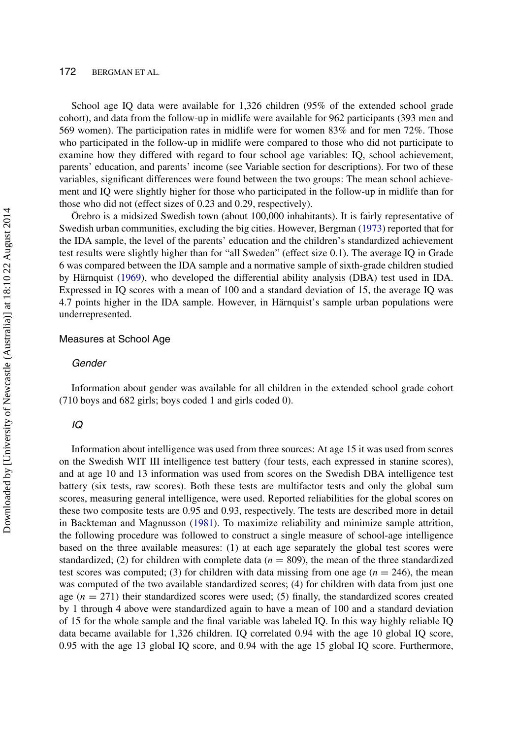School age IQ data were available for 1,326 children (95% of the extended school grade cohort), and data from the follow-up in midlife were available for 962 participants (393 men and 569 women). The participation rates in midlife were for women 83% and for men 72%. Those who participated in the follow-up in midlife were compared to those who did not participate to examine how they differed with regard to four school age variables: IQ, school achievement, parents' education, and parents' income (see Variable section for descriptions). For two of these variables, significant differences were found between the two groups: The mean school achievement and IQ were slightly higher for those who participated in the follow-up in midlife than for those who did not (effect sizes of 0.23 and 0.29, respectively).

Örebro is a midsized Swedish town (about 100,000 inhabitants). It is fairly representative of Swedish urban communities, excluding the big cities. However, Bergman (1973) reported that for the IDA sample, the level of the parents' education and the children's standardized achievement test results were slightly higher than for "all Sweden" (effect size 0.1). The average IQ in Grade 6 was compared between the IDA sample and a normative sample of sixth-grade children studied by Härnquist (1969), who developed the differential ability analysis (DBA) test used in IDA. Expressed in IQ scores with a mean of 100 and a standard deviation of 15, the average IQ was 4.7 points higher in the IDA sample. However, in Härnquist's sample urban populations were underrepresented.

## Measures at School Age

### *Gender*

Information about gender was available for all children in the extended school grade cohort (710 boys and 682 girls; boys coded 1 and girls coded 0).

### *IQ*

Information about intelligence was used from three sources: At age 15 it was used from scores on the Swedish WIT III intelligence test battery (four tests, each expressed in stanine scores), and at age 10 and 13 information was used from scores on the Swedish DBA intelligence test battery (six tests, raw scores). Both these tests are multifactor tests and only the global sum scores, measuring general intelligence, were used. Reported reliabilities for the global scores on these two composite tests are 0.95 and 0.93, respectively. The tests are described more in detail in Backteman and Magnusson (1981). To maximize reliability and minimize sample attrition, the following procedure was followed to construct a single measure of school-age intelligence based on the three available measures: (1) at each age separately the global test scores were standardized; (2) for children with complete data ($n = 809$), the mean of the three standardized test scores was computed; (3) for children with data missing from one age ($n = 246$), the mean was computed of the two available standardized scores; (4) for children with data from just one age ($n = 271$) their standardized scores were used; (5) finally, the standardized scores created by 1 through 4 above were standardized again to have a mean of 100 and a standard deviation of 15 for the whole sample and the final variable was labeled IQ. In this way highly reliable IQ data became available for 1,326 children. IQ correlated 0.94 with the age 10 global IQ score, 0.95 with the age 13 global IQ score, and 0.94 with the age 15 global IQ score. Furthermore,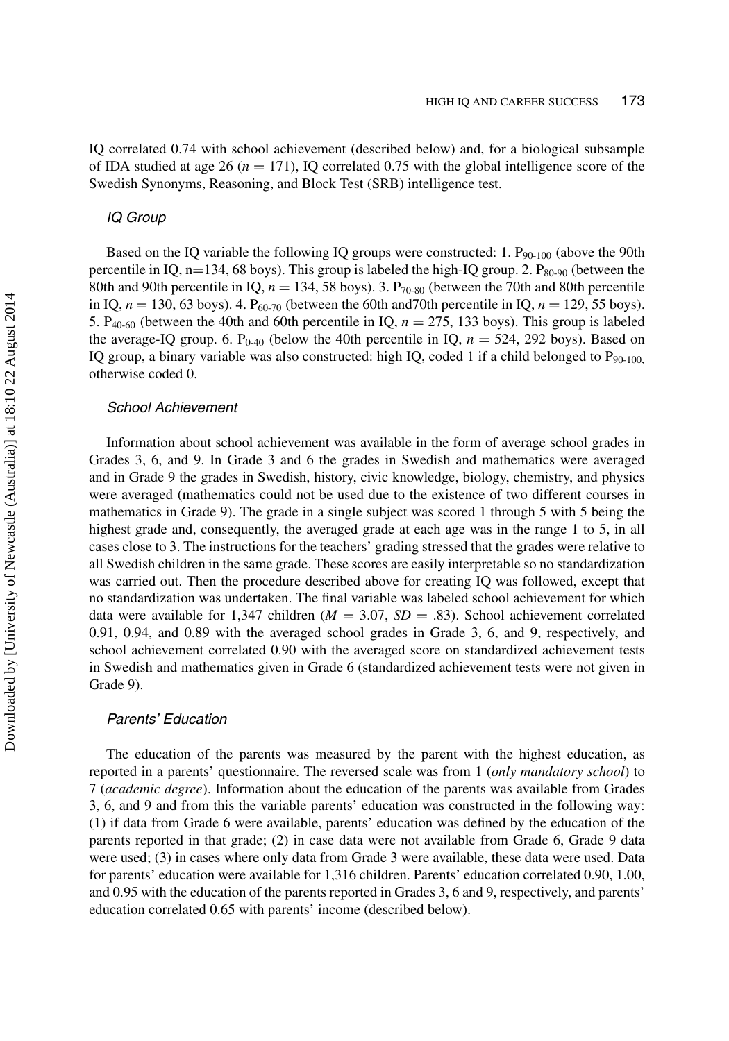IQ correlated 0.74 with school achievement (described below) and, for a biological subsample of IDA studied at age 26 ($n = 171$), IQ correlated 0.75 with the global intelligence score of the Swedish Synonyms, Reasoning, and Block Test (SRB) intelligence test.

### *IQ Group*

Based on the IQ variable the following IQ groups were constructed: 1. $P_{90\text{-}100}$ (above the 90th percentile in IQ, n=134, 68 boys). This group is labeled the high-IQ group. 2. $P_{80\text{-}90}$ (between the 80th and 90th percentile in IQ, $n = 134$, 58 boys). 3. $P_{70\text{-}80}$ (between the 70th and 80th percentile in IQ, $n = 130$, 63 boys). 4. $P_{60\text{-}70}$ (between the 60th and70th percentile in IQ, $n = 129$, 55 boys). 5. $P_{40\text{-}60}$ (between the 40th and 60th percentile in IQ, $n = 275$, 133 boys). This group is labeled the average-IQ group. 6. $P_{0\text{-}40}$ (below the 40th percentile in IQ, $n = 524$, 292 boys). Based on IQ group, a binary variable was also constructed: high IQ, coded 1 if a child belonged to $P_{90\text{-}100,}$ otherwise coded 0.

### *School Achievement*

Information about school achievement was available in the form of average school grades in Grades 3, 6, and 9. In Grade 3 and 6 the grades in Swedish and mathematics were averaged and in Grade 9 the grades in Swedish, history, civic knowledge, biology, chemistry, and physics were averaged (mathematics could not be used due to the existence of two different courses in mathematics in Grade 9). The grade in a single subject was scored 1 through 5 with 5 being the highest grade and, consequently, the averaged grade at each age was in the range 1 to 5, in all cases close to 3. The instructions for the teachers' grading stressed that the grades were relative to all Swedish children in the same grade. These scores are easily interpretable so no standardization was carried out. Then the procedure described above for creating IQ was followed, except that no standardization was undertaken. The final variable was labeled school achievement for which data were available for 1,347 children ($M = 3.07$, $SD = .83$). School achievement correlated 0.91, 0.94, and 0.89 with the averaged school grades in Grade 3, 6, and 9, respectively, and school achievement correlated 0.90 with the averaged score on standardized achievement tests in Swedish and mathematics given in Grade 6 (standardized achievement tests were not given in Grade 9).

### *Parents' Education*

The education of the parents was measured by the parent with the highest education, as reported in a parents' questionnaire. The reversed scale was from 1 (*only mandatory school*) to 7 (*academic degree*). Information about the education of the parents was available from Grades 3, 6, and 9 and from this the variable parents' education was constructed in the following way: (1) if data from Grade 6 were available, parents' education was defined by the education of the parents reported in that grade; (2) in case data were not available from Grade 6, Grade 9 data were used; (3) in cases where only data from Grade 3 were available, these data were used. Data for parents' education were available for 1,316 children. Parents' education correlated 0.90, 1.00, and 0.95 with the education of the parents reported in Grades 3, 6 and 9, respectively, and parents' education correlated 0.65 with parents' income (described below).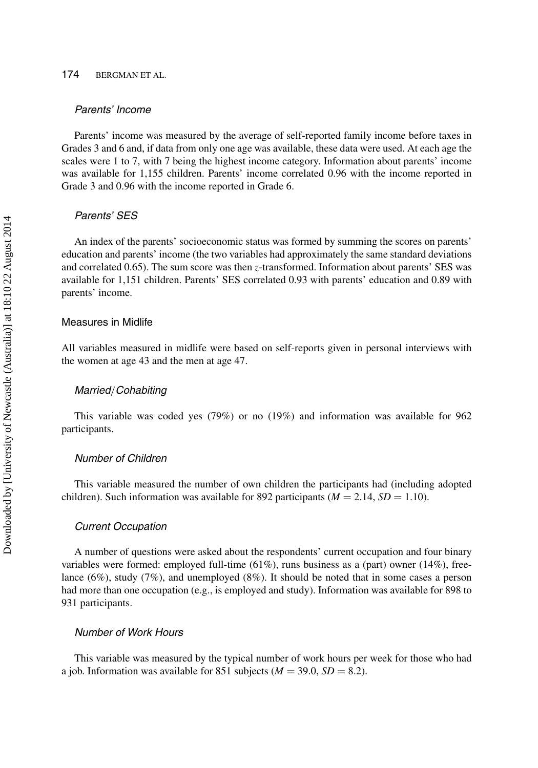#### *Parents' Income*

Parents' income was measured by the average of self-reported family income before taxes in Grades 3 and 6 and, if data from only one age was available, these data were used. At each age the scales were 1 to 7, with 7 being the highest income category. Information about parents' income was available for 1,155 children. Parents' income correlated 0.96 with the income reported in Grade 3 and 0.96 with the income reported in Grade 6.

#### *Parents' SES*

An index of the parents' socioeconomic status was formed by summing the scores on parents' education and parents' income (the two variables had approximately the same standard deviations and correlated 0.65). The sum score was then *z*-transformed. Information about parents' SES was available for 1,151 children. Parents' SES correlated 0.93 with parents' education and 0.89 with parents' income.

### Measures in Midlife

All variables measured in midlife were based on self-reports given in personal interviews with the women at age 43 and the men at age 47.

#### *Married/Cohabiting*

This variable was coded yes (79%) or no (19%) and information was available for 962 participants.

#### *Number of Children*

This variable measured the number of own children the participants had (including adopted children). Such information was available for 892 participants ($M = 2.14$, $SD = 1.10$).

#### *Current Occupation*

A number of questions were asked about the respondents' current occupation and four binary variables were formed: employed full-time (61%), runs business as a (part) owner (14%), freelance (6%), study (7%), and unemployed (8%). It should be noted that in some cases a person had more than one occupation (e.g., is employed and study). Information was available for 898 to 931 participants.

#### *Number of Work Hours*

This variable was measured by the typical number of work hours per week for those who had a job. Information was available for 851 subjects ($M = 39.0$, $SD = 8.2$).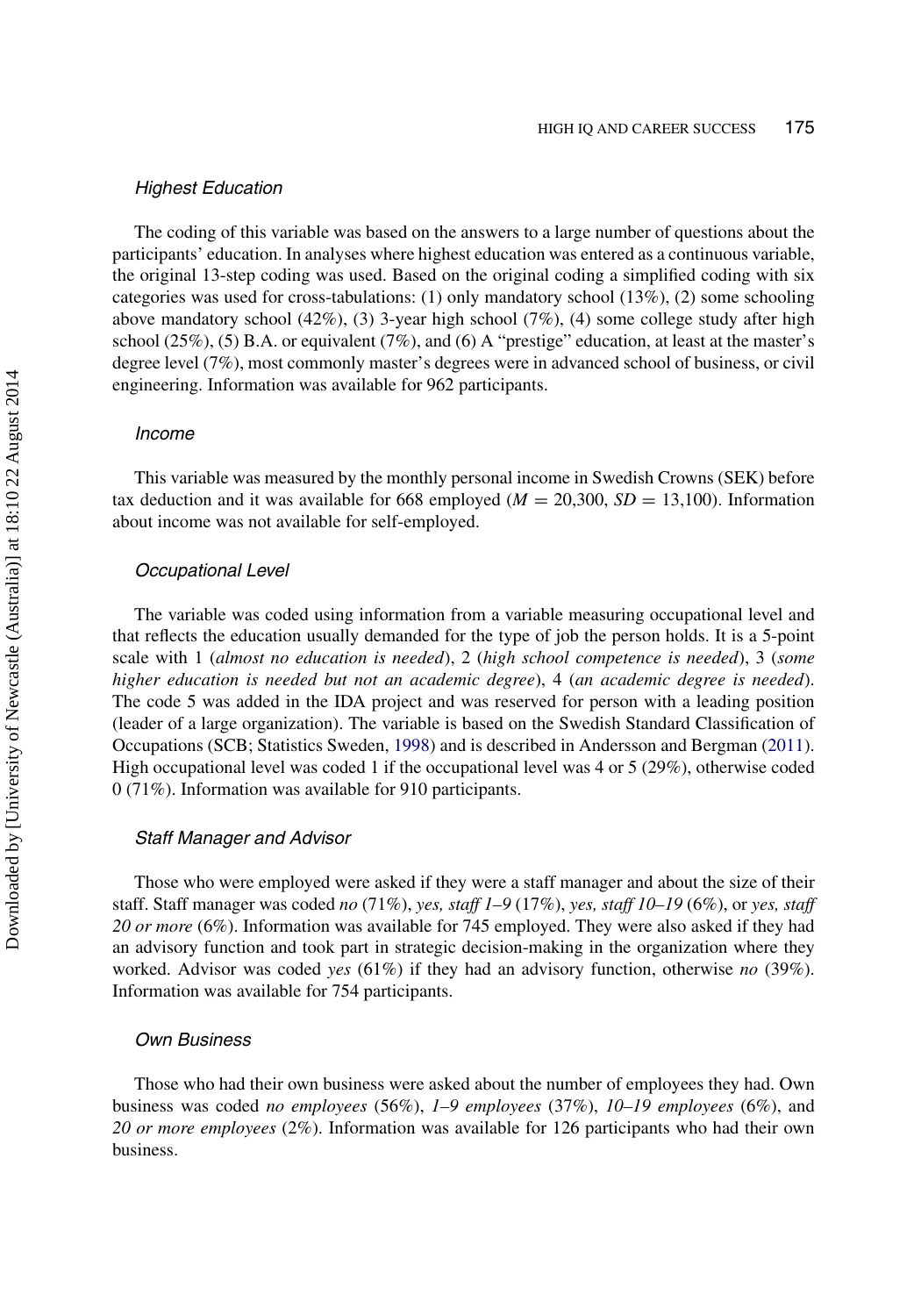### *Highest Education*

The coding of this variable was based on the answers to a large number of questions about the participants' education. In analyses where highest education was entered as a continuous variable, the original 13-step coding was used. Based on the original coding a simplified coding with six categories was used for cross-tabulations: (1) only mandatory school (13%), (2) some schooling above mandatory school (42%), (3) 3-year high school (7%), (4) some college study after high school (25%), (5) B.A. or equivalent (7%), and (6) A "prestige" education, at least at the master's degree level (7%), most commonly master's degrees were in advanced school of business, or civil engineering. Information was available for 962 participants.

### *Income*

This variable was measured by the monthly personal income in Swedish Crowns (SEK) before tax deduction and it was available for 668 employed ($M = 20{,}300$, $SD = 13{,}100$). Information about income was not available for self-employed.

### *Occupational Level*

The variable was coded using information from a variable measuring occupational level and that reflects the education usually demanded for the type of job the person holds. It is a 5-point scale with 1 (*almost no education is needed*), 2 (*high school competence is needed*), 3 (*some higher education is needed but not an academic degree*), 4 (*an academic degree is needed*). The code 5 was added in the IDA project and was reserved for person with a leading position (leader of a large organization). The variable is based on the Swedish Standard Classification of Occupations (SCB; Statistics Sweden, 1998) and is described in Andersson and Bergman (2011). High occupational level was coded 1 if the occupational level was 4 or 5 (29%), otherwise coded 0 (71%). Information was available for 910 participants.

### *Staff Manager and Advisor*

Those who were employed were asked if they were a staff manager and about the size of their staff. Staff manager was coded *no* (71%), *yes, staff 1–9* (17%), *yes, staff 10–19* (6%), or *yes, staff 20 or more* (6%). Information was available for 745 employed. They were also asked if they had an advisory function and took part in strategic decision-making in the organization where they worked. Advisor was coded *yes* (61%) if they had an advisory function, otherwise *no* (39%). Information was available for 754 participants.

### *Own Business*

Those who had their own business were asked about the number of employees they had. Own business was coded *no employees* (56%), *1–9 employees* (37%), *10–19 employees* (6%), and *20 or more employees* (2%). Information was available for 126 participants who had their own business.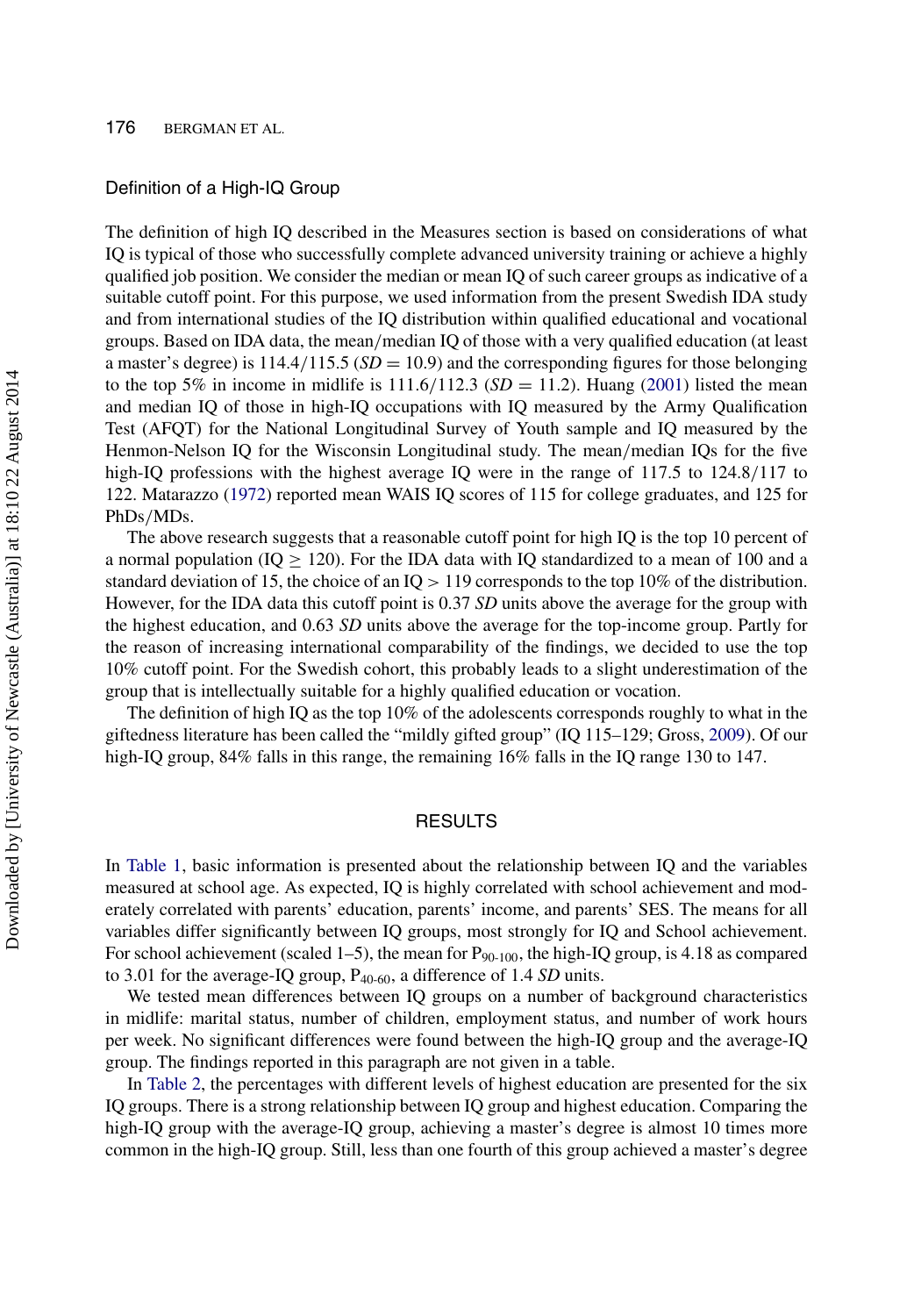## Definition of a High-IQ Group

The definition of high IQ described in the Measures section is based on considerations of what IQ is typical of those who successfully complete advanced university training or achieve a highly qualified job position. We consider the median or mean IQ of such career groups as indicative of a suitable cutoff point. For this purpose, we used information from the present Swedish IDA study and from international studies of the IQ distribution within qualified educational and vocational groups. Based on IDA data, the mean/median IQ of those with a very qualified education (at least a master's degree) is 114.4/115.5 ($SD = 10.9$) and the corresponding figures for those belonging to the top 5% in income in midlife is 111.6/112.3 ($SD = 11.2$). Huang (2001) listed the mean and median IQ of those in high-IQ occupations with IQ measured by the Army Qualification Test (AFQT) for the National Longitudinal Survey of Youth sample and IQ measured by the Henmon-Nelson IQ for the Wisconsin Longitudinal study. The mean/median IQs for the five high-IQ professions with the highest average IQ were in the range of 117.5 to 124.8/117 to 122. Matarazzo (1972) reported mean WAIS IQ scores of 115 for college graduates, and 125 for PhDs/MDs.

The above research suggests that a reasonable cutoff point for high IQ is the top 10 percent of a normal population (IQ $\geq$ 120). For the IDA data with IQ standardized to a mean of 100 and a standard deviation of 15, the choice of an IQ > 119 corresponds to the top 10% of the distribution. However, for the IDA data this cutoff point is 0.37 *SD* units above the average for the group with the highest education, and 0.63 *SD* units above the average for the top-income group. Partly for the reason of increasing international comparability of the findings, we decided to use the top 10% cutoff point. For the Swedish cohort, this probably leads to a slight underestimation of the group that is intellectually suitable for a highly qualified education or vocation.

The definition of high IQ as the top 10% of the adolescents corresponds roughly to what in the giftedness literature has been called the "mildly gifted group" (IQ 115–129; Gross, 2009). Of our high-IQ group, 84% falls in this range, the remaining 16% falls in the IQ range 130 to 147.

## RESULTS

In Table 1, basic information is presented about the relationship between IQ and the variables measured at school age. As expected, IQ is highly correlated with school achievement and moderately correlated with parents' education, parents' income, and parents' SES. The means for all variables differ significantly between IQ groups, most strongly for IQ and School achievement. For school achievement (scaled 1–5), the mean for $P_{90\text{-}100}$, the high-IQ group, is 4.18 as compared to 3.01 for the average-IQ group, $P_{40\text{-}60}$, a difference of 1.4 *SD* units.

We tested mean differences between IQ groups on a number of background characteristics in midlife: marital status, number of children, employment status, and number of work hours per week. No significant differences were found between the high-IQ group and the average-IQ group. The findings reported in this paragraph are not given in a table.

In Table 2, the percentages with different levels of highest education are presented for the six IQ groups. There is a strong relationship between IQ group and highest education. Comparing the high-IQ group with the average-IQ group, achieving a master's degree is almost 10 times more common in the high-IQ group. Still, less than one fourth of this group achieved a master's degree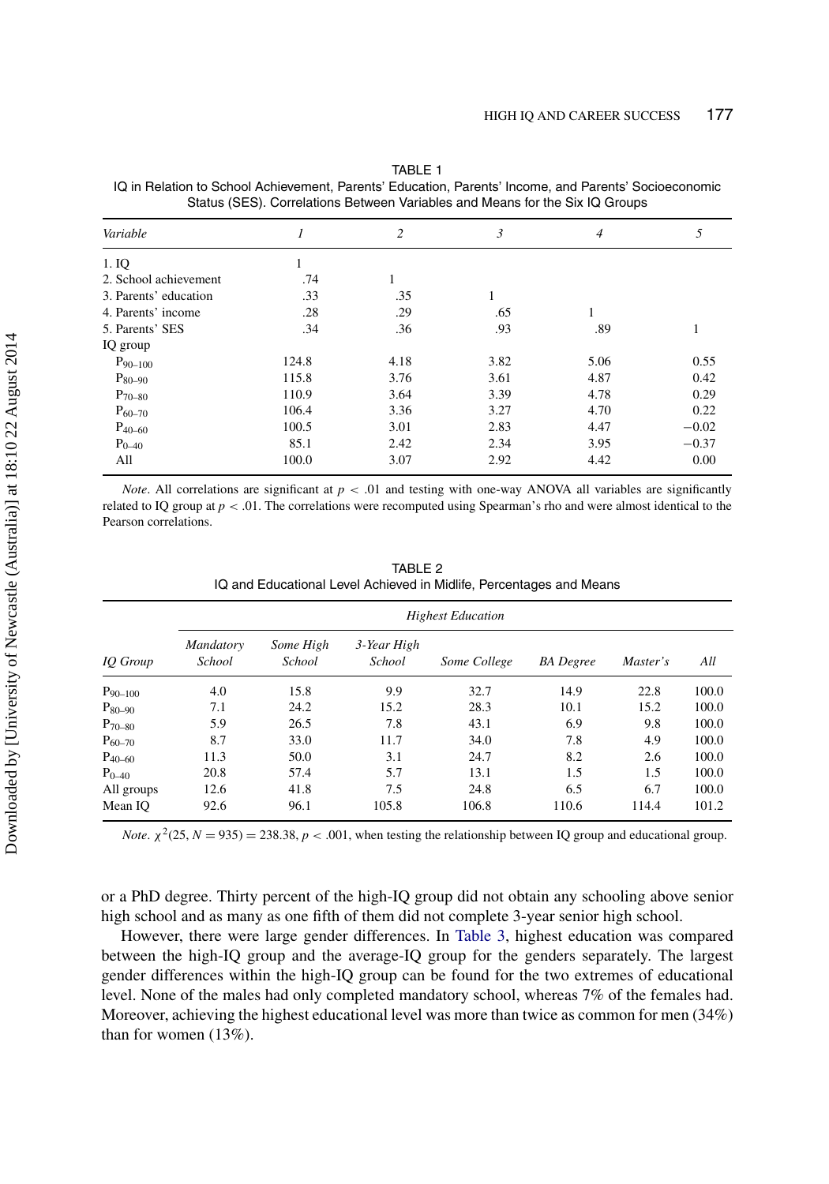TABLE 1

IQ in Relation to School Achievement, Parents' Education, Parents' Income, and Parents' Socioeconomic Status (SES). Correlations Between Variables and Means for the Six IQ Groups

| *Variable* | *1* | *2* | *3* | *4* | *5* |
|---|---|---|---|---|---|
| 1. IQ | 1 | | | | |
| 2. School achievement | .74 | 1 | | | |
| 3. Parents' education | .33 | .35 | 1 | | |
| 4. Parents' income | .28 | .29 | .65 | 1 | |
| 5. Parents' SES | .34 | .36 | .93 | .89 | 1 |
| IQ group | | | | | |
| $P_{90-100}$ | 124.8 | 4.18 | 3.82 | 5.06 | 0.55 |
| $P_{80-90}$ | 115.8 | 3.76 | 3.61 | 4.87 | 0.42 |
| $P_{70-80}$ | 110.9 | 3.64 | 3.39 | 4.78 | 0.29 |
| $P_{60-70}$ | 106.4 | 3.36 | 3.27 | 4.70 | 0.22 |
| $P_{40-60}$ | 100.5 | 3.01 | 2.83 | 4.47 | −0.02 |
| $P_{0-40}$ | 85.1 | 2.42 | 2.34 | 3.95 | −0.37 |
| All | 100.0 | 3.07 | 2.92 | 4.42 | 0.00 |

*Note*. All correlations are significant at $p < .01$ and testing with one-way ANOVA all variables are significantly related to IQ group at $p < .01$. The correlations were recomputed using Spearman's rho and were almost identical to the Pearson correlations.

TABLE 2

IQ and Educational Level Achieved in Midlife, Percentages and Means

| | *Highest Education* | | | | | | |
|---|---|---|---|---|---|---|---|
| *IQ Group* | *Mandatory School* | *Some High School* | *3-Year High School* | *Some College* | *BA Degree* | *Master's* | *All* |
| $P_{90-100}$ | 4.0 | 15.8 | 9.9 | 32.7 | 14.9 | 22.8 | 100.0 |
| $P_{80-90}$ | 7.1 | 24.2 | 15.2 | 28.3 | 10.1 | 15.2 | 100.0 |
| $P_{70-80}$ | 5.9 | 26.5 | 7.8 | 43.1 | 6.9 | 9.8 | 100.0 |
| $P_{60-70}$ | 8.7 | 33.0 | 11.7 | 34.0 | 7.8 | 4.9 | 100.0 |
| $P_{40-60}$ | 11.3 | 50.0 | 3.1 | 24.7 | 8.2 | 2.6 | 100.0 |
| $P_{0-40}$ | 20.8 | 57.4 | 5.7 | 13.1 | 1.5 | 1.5 | 100.0 |
| All groups | 12.6 | 41.8 | 7.5 | 24.8 | 6.5 | 6.7 | 100.0 |
| Mean IQ | 92.6 | 96.1 | 105.8 | 106.8 | 110.6 | 114.4 | 101.2 |

*Note*. $\chi^2(25, N = 935) = 238.38$, $p < .001$, when testing the relationship between IQ group and educational group.

or a PhD degree. Thirty percent of the high-IQ group did not obtain any schooling above senior high school and as many as one fifth of them did not complete 3-year senior high school.

However, there were large gender differences. In Table 3, highest education was compared between the high-IQ group and the average-IQ group for the genders separately. The largest gender differences within the high-IQ group can be found for the two extremes of educational level. None of the males had only completed mandatory school, whereas 7% of the females had. Moreover, achieving the highest educational level was more than twice as common for men (34%) than for women (13%).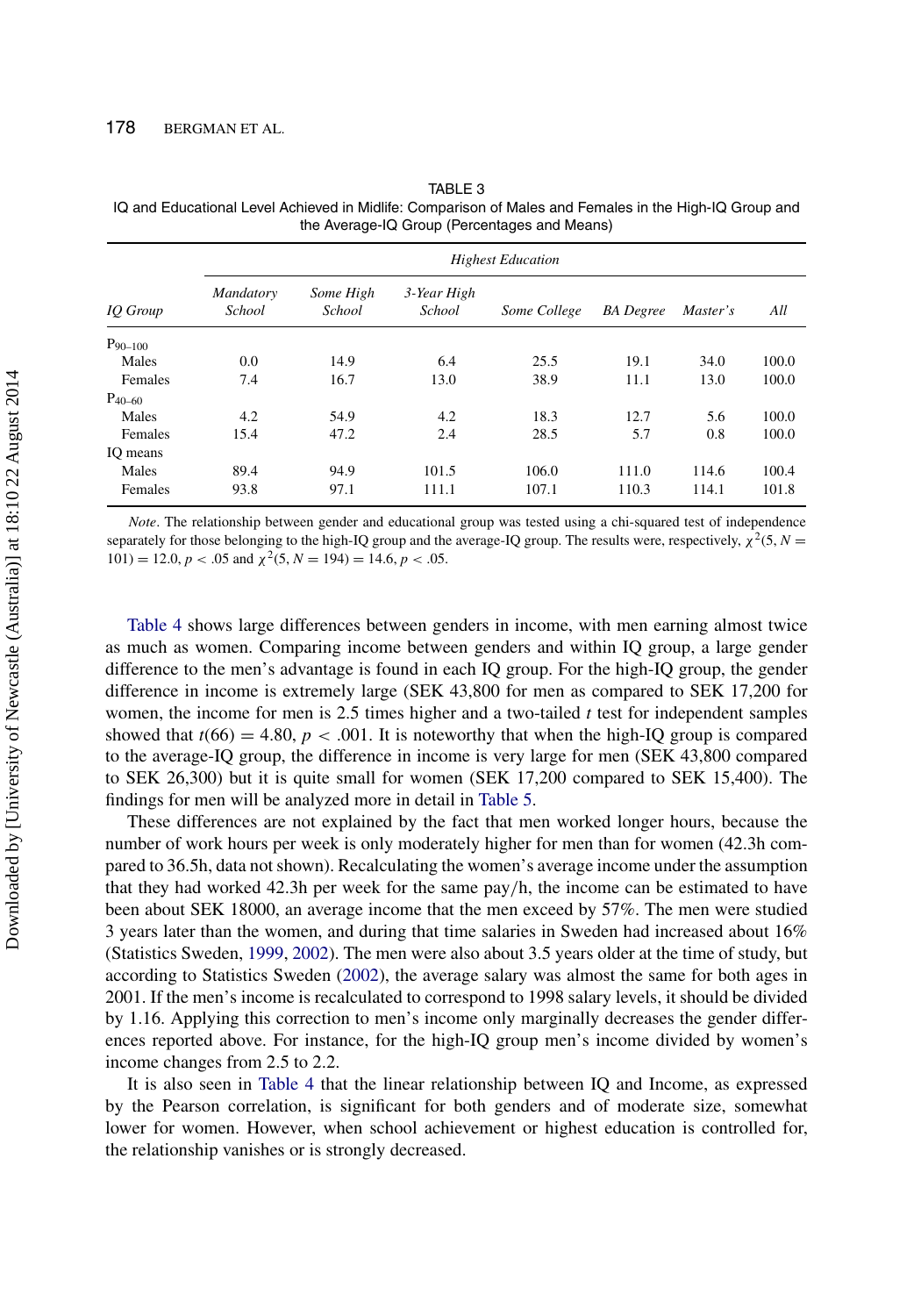TABLE 3
IQ and Educational Level Achieved in Midlife: Comparison of Males and Females in the High-IQ Group and the Average-IQ Group (Percentages and Means)

| | *Highest Education* | | | | | | |
|---|---|---|---|---|---|---|---|
| *IQ Group* | *Mandatory School* | *Some High School* | *3-Year High School* | *Some College* | *BA Degree* | *Master's* | *All* |
| $P_{90–100}$ | | | | | | | |
| Males | 0.0 | 14.9 | 6.4 | 25.5 | 19.1 | 34.0 | 100.0 |
| Females | 7.4 | 16.7 | 13.0 | 38.9 | 11.1 | 13.0 | 100.0 |
| $P_{40–60}$ | | | | | | | |
| Males | 4.2 | 54.9 | 4.2 | 18.3 | 12.7 | 5.6 | 100.0 |
| Females | 15.4 | 47.2 | 2.4 | 28.5 | 5.7 | 0.8 | 100.0 |
| IQ means | | | | | | | |
| Males | 89.4 | 94.9 | 101.5 | 106.0 | 111.0 | 114.6 | 100.4 |
| Females | 93.8 | 97.1 | 111.1 | 107.1 | 110.3 | 114.1 | 101.8 |

*Note*. The relationship between gender and educational group was tested using a chi-squared test of independence separately for those belonging to the high-IQ group and the average-IQ group. The results were, respectively, $\chi^2(5, N = 101) = 12.0, p < .05$ and $\chi^2(5, N = 194) = 14.6, p < .05$.

Table 4 shows large differences between genders in income, with men earning almost twice as much as women. Comparing income between genders and within IQ group, a large gender difference to the men's advantage is found in each IQ group. For the high-IQ group, the gender difference in income is extremely large (SEK 43,800 for men as compared to SEK 17,200 for women, the income for men is 2.5 times higher and a two-tailed *t* test for independent samples showed that $t(66) = 4.80, p < .001$. It is noteworthy that when the high-IQ group is compared to the average-IQ group, the difference in income is very large for men (SEK 43,800 compared to SEK 26,300) but it is quite small for women (SEK 17,200 compared to SEK 15,400). The findings for men will be analyzed more in detail in Table 5.

These differences are not explained by the fact that men worked longer hours, because the number of work hours per week is only moderately higher for men than for women (42.3h compared to 36.5h, data not shown). Recalculating the women's average income under the assumption that they had worked 42.3h per week for the same pay/h, the income can be estimated to have been about SEK 18000, an average income that the men exceed by 57%. The men were studied 3 years later than the women, and during that time salaries in Sweden had increased about 16% (Statistics Sweden, 1999, 2002). The men were also about 3.5 years older at the time of study, but according to Statistics Sweden (2002), the average salary was almost the same for both ages in 2001. If the men's income is recalculated to correspond to 1998 salary levels, it should be divided by 1.16. Applying this correction to men's income only marginally decreases the gender differences reported above. For instance, for the high-IQ group men's income divided by women's income changes from 2.5 to 2.2.

It is also seen in Table 4 that the linear relationship between IQ and Income, as expressed by the Pearson correlation, is significant for both genders and of moderate size, somewhat lower for women. However, when school achievement or highest education is controlled for, the relationship vanishes or is strongly decreased.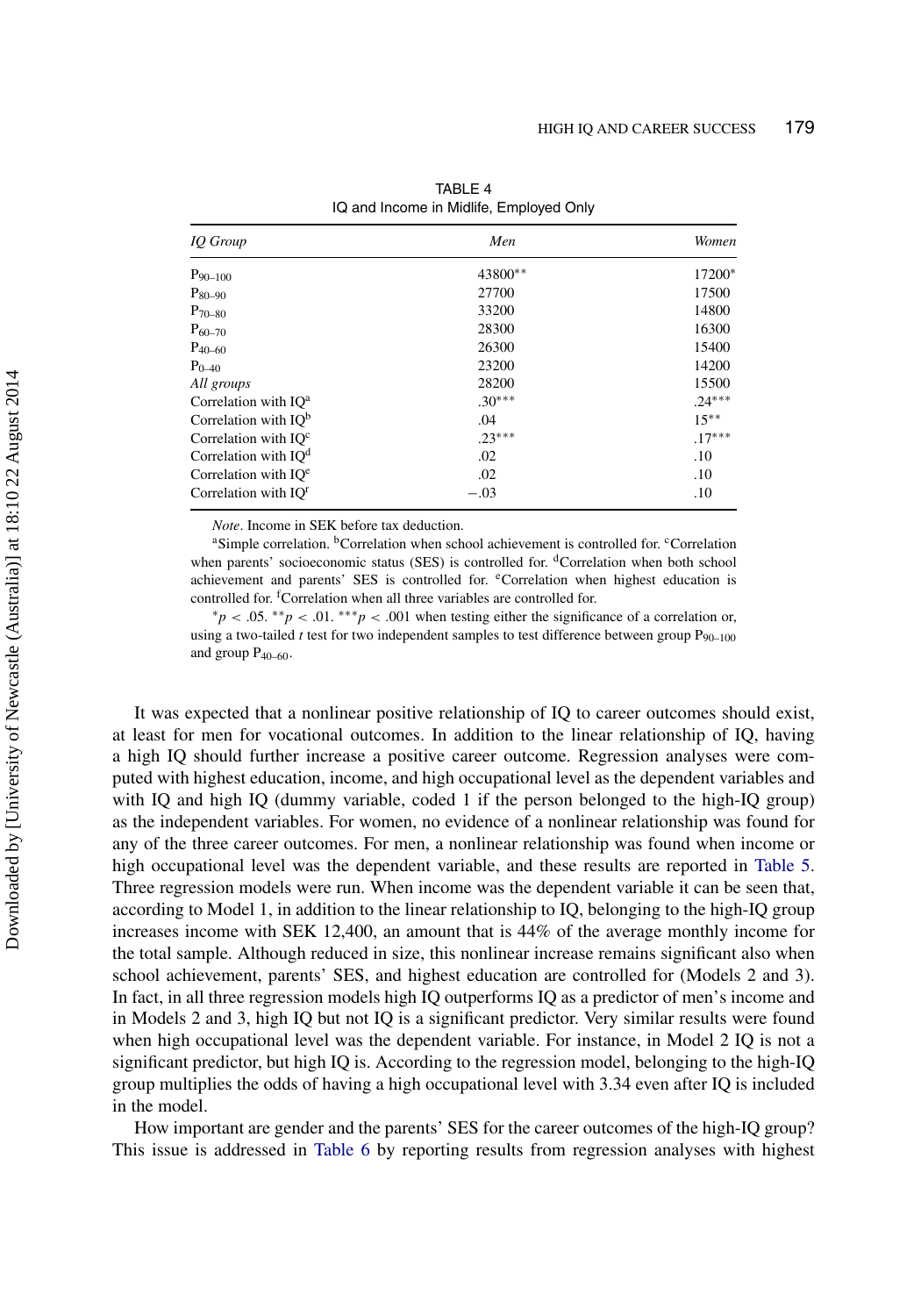TABLE 4
IQ and Income in Midlife, Employed Only

| *IQ Group* | *Men* | *Women* |
|---|---|---|
| $P_{90–100}$ | 43800** | 17200* |
| $P_{80–90}$ | 27700 | 17500 |
| $P_{70–80}$ | 33200 | 14800 |
| $P_{60–70}$ | 28300 | 16300 |
| $P_{40–60}$ | 26300 | 15400 |
| $P_{0–40}$ | 23200 | 14200 |
| *All groups* | 28200 | 15500 |
| Correlation with IQ[a] | .30*** | .24*** |
| Correlation with IQ[b] | .04 | 15** |
| Correlation with IQ[c] | .23*** | .17*** |
| Correlation with IQ[d] | .02 | .10 |
| Correlation with IQ[e] | .02 | .10 |
| Correlation with IQ[f] | −.03 | .10 |

*Note*. Income in SEK before tax deduction.

[a]Simple correlation. [b]Correlation when school achievement is controlled for. [c]Correlation when parents' socioeconomic status (SES) is controlled for. [d]Correlation when both school achievement and parents' SES is controlled for. [e]Correlation when highest education is controlled for. [f]Correlation when all three variables are controlled for.

$^{*}p < .05$. $^{**}p < .01$. $^{***}p < .001$ when testing either the significance of a correlation or, using a two-tailed *t* test for two independent samples to test difference between group $P_{90–100}$ and group $P_{40–60}$.

It was expected that a nonlinear positive relationship of IQ to career outcomes should exist, at least for men for vocational outcomes. In addition to the linear relationship of IQ, having a high IQ should further increase a positive career outcome. Regression analyses were computed with highest education, income, and high occupational level as the dependent variables and with IQ and high IQ (dummy variable, coded 1 if the person belonged to the high-IQ group) as the independent variables. For women, no evidence of a nonlinear relationship was found for any of the three career outcomes. For men, a nonlinear relationship was found when income or high occupational level was the dependent variable, and these results are reported in Table 5. Three regression models were run. When income was the dependent variable it can be seen that, according to Model 1, in addition to the linear relationship to IQ, belonging to the high-IQ group increases income with SEK 12,400, an amount that is 44% of the average monthly income for the total sample. Although reduced in size, this nonlinear increase remains significant also when school achievement, parents' SES, and highest education are controlled for (Models 2 and 3). In fact, in all three regression models high IQ outperforms IQ as a predictor of men's income and in Models 2 and 3, high IQ but not IQ is a significant predictor. Very similar results were found when high occupational level was the dependent variable. For instance, in Model 2 IQ is not a significant predictor, but high IQ is. According to the regression model, belonging to the high-IQ group multiplies the odds of having a high occupational level with 3.34 even after IQ is included in the model.

How important are gender and the parents' SES for the career outcomes of the high-IQ group? This issue is addressed in Table 6 by reporting results from regression analyses with highest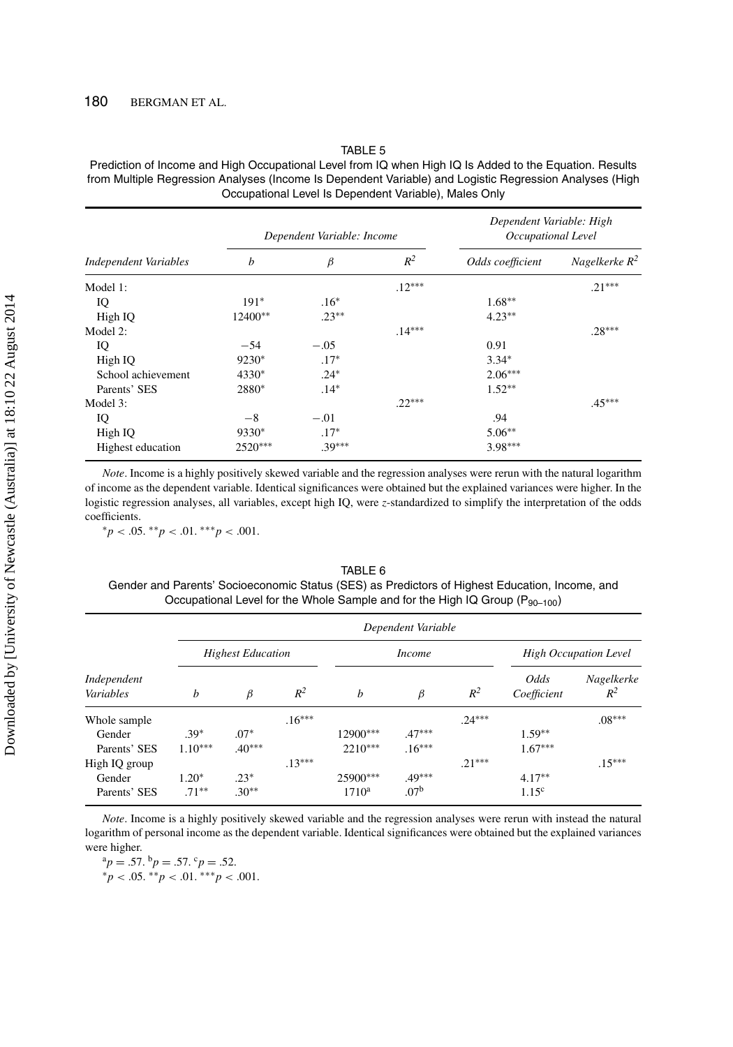TABLE 5

Prediction of Income and High Occupational Level from IQ when High IQ Is Added to the Equation. Results from Multiple Regression Analyses (Income Is Dependent Variable) and Logistic Regression Analyses (High Occupational Level Is Dependent Variable), Males Only

| *Independent Variables* | *Dependent Variable: Income* | | | *Dependent Variable: High Occupational Level* | |
|---|---|---|---|---|---|
| | $b$ | $\beta$ | $R^2$ | *Odds coefficient* | *Nagelkerke* $R^2$ |
| Model 1: | | | .12*** | | .21*** |
| IQ | 191* | .16* | | 1.68** | |
| High IQ | 12400** | .23** | | 4.23** | |
| Model 2: | | | .14*** | | .28*** |
| IQ | −54 | −.05 | | 0.91 | |
| High IQ | 9230* | .17* | | 3.34* | |
| School achievement | 4330* | .24* | | 2.06*** | |
| Parents' SES | 2880* | .14* | | 1.52** | |
| Model 3: | | | .22*** | | .45*** |
| IQ | −8 | −.01 | | .94 | |
| High IQ | 9330* | .17* | | 5.06** | |
| Highest education | 2520*** | .39*** | | 3.98*** | |

*Note*. Income is a highly positively skewed variable and the regression analyses were rerun with the natural logarithm of income as the dependent variable. Identical significances were obtained but the explained variances were higher. In the logistic regression analyses, all variables, except high IQ, were $z$-standardized to simplify the interpretation of the odds coefficients.

$^{*}p < .05.$ $^{**}p < .01.$ $^{***}p < .001.$

TABLE 6

Gender and Parents' Socioeconomic Status (SES) as Predictors of Highest Education, Income, and Occupational Level for the Whole Sample and for the High IQ Group ($P_{90–100}$)

| *Independent Variables* | *Dependent Variable* | | | | | | | |
|---|---|---|---|---|---|---|---|---|
| | *Highest Education* | | | *Income* | | | *High Occupation Level* | |
| | $b$ | $\beta$ | $R^2$ | $b$ | $\beta$ | $R^2$ | *Odds Coefficient* | *Nagelkerke* $R^2$ |
| Whole sample | | | .16*** | | | .24*** | | .08*** |
| Gender | .39* | .07* | | 12900*** | .47*** | | 1.59** | |
| Parents' SES | 1.10*** | .40*** | | 2210*** | .16*** | | 1.67*** | |
| High IQ group | | | .13*** | | | .21*** | | .15*** |
| Gender | 1.20* | .23* | | 25900*** | .49*** | | 4.17** | |
| Parents' SES | .71** | .30** | | 1710[a] | .07[b] | | 1.15[c] | |

*Note*. Income is a highly positively skewed variable and the regression analyses were rerun with instead the natural logarithm of personal income as the dependent variable. Identical significances were obtained but the explained variances were higher.

[a]$p = .57.$ [b]$p = .57.$ [c]$p = .52.$

$^{*}p < .05.$ $^{**}p < .01.$ $^{***}p < .001.$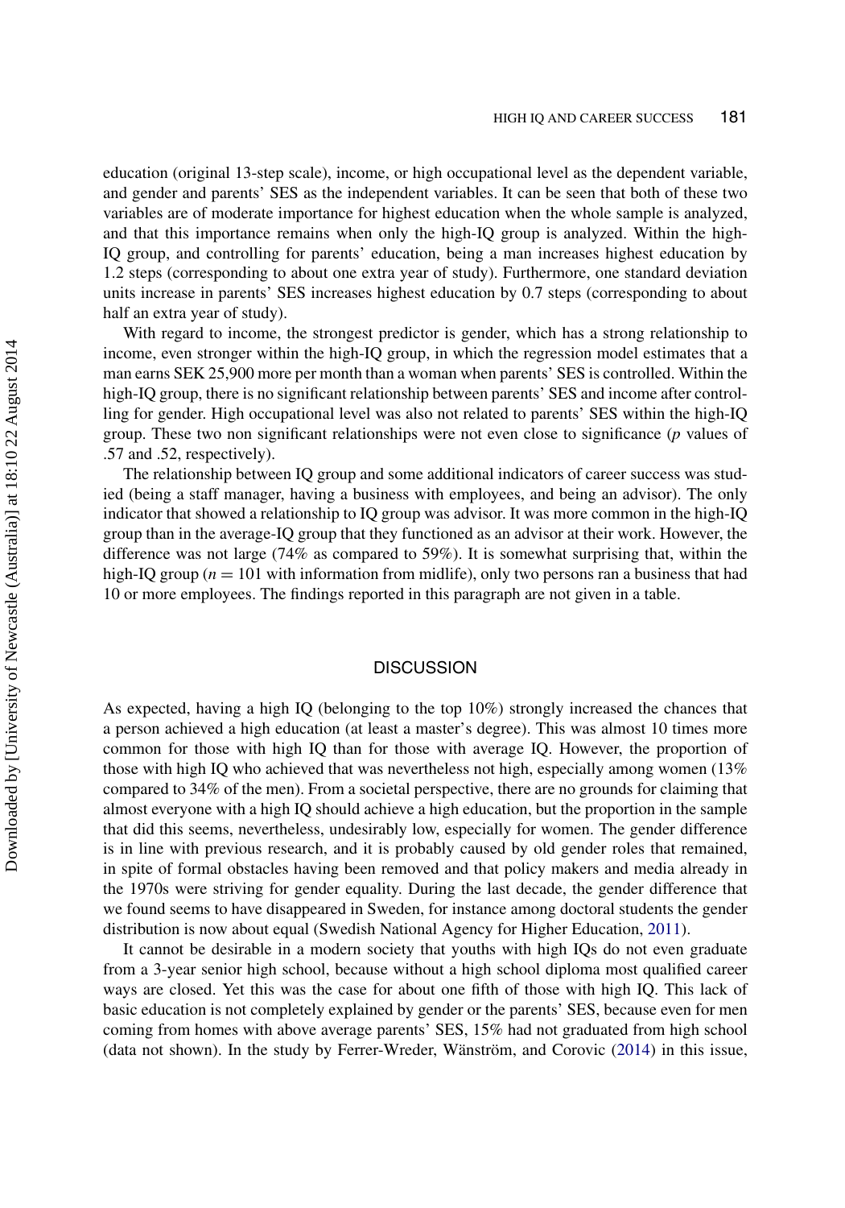education (original 13-step scale), income, or high occupational level as the dependent variable, and gender and parents' SES as the independent variables. It can be seen that both of these two variables are of moderate importance for highest education when the whole sample is analyzed, and that this importance remains when only the high-IQ group is analyzed. Within the high-IQ group, and controlling for parents' education, being a man increases highest education by 1.2 steps (corresponding to about one extra year of study). Furthermore, one standard deviation units increase in parents' SES increases highest education by 0.7 steps (corresponding to about half an extra year of study).

With regard to income, the strongest predictor is gender, which has a strong relationship to income, even stronger within the high-IQ group, in which the regression model estimates that a man earns SEK 25,900 more per month than a woman when parents' SES is controlled. Within the high-IQ group, there is no significant relationship between parents' SES and income after controlling for gender. High occupational level was also not related to parents' SES within the high-IQ group. These two non significant relationships were not even close to significance ($p$ values of .57 and .52, respectively).

The relationship between IQ group and some additional indicators of career success was studied (being a staff manager, having a business with employees, and being an advisor). The only indicator that showed a relationship to IQ group was advisor. It was more common in the high-IQ group than in the average-IQ group that they functioned as an advisor at their work. However, the difference was not large (74% as compared to 59%). It is somewhat surprising that, within the high-IQ group ($n = 101$ with information from midlife), only two persons ran a business that had 10 or more employees. The findings reported in this paragraph are not given in a table.

## DISCUSSION

As expected, having a high IQ (belonging to the top 10%) strongly increased the chances that a person achieved a high education (at least a master's degree). This was almost 10 times more common for those with high IQ than for those with average IQ. However, the proportion of those with high IQ who achieved that was nevertheless not high, especially among women (13% compared to 34% of the men). From a societal perspective, there are no grounds for claiming that almost everyone with a high IQ should achieve a high education, but the proportion in the sample that did this seems, nevertheless, undesirably low, especially for women. The gender difference is in line with previous research, and it is probably caused by old gender roles that remained, in spite of formal obstacles having been removed and that policy makers and media already in the 1970s were striving for gender equality. During the last decade, the gender difference that we found seems to have disappeared in Sweden, for instance among doctoral students the gender distribution is now about equal (Swedish National Agency for Higher Education, 2011).

It cannot be desirable in a modern society that youths with high IQs do not even graduate from a 3-year senior high school, because without a high school diploma most qualified career ways are closed. Yet this was the case for about one fifth of those with high IQ. This lack of basic education is not completely explained by gender or the parents' SES, because even for men coming from homes with above average parents' SES, 15% had not graduated from high school (data not shown). In the study by Ferrer-Wreder, Wänström, and Corovic (2014) in this issue,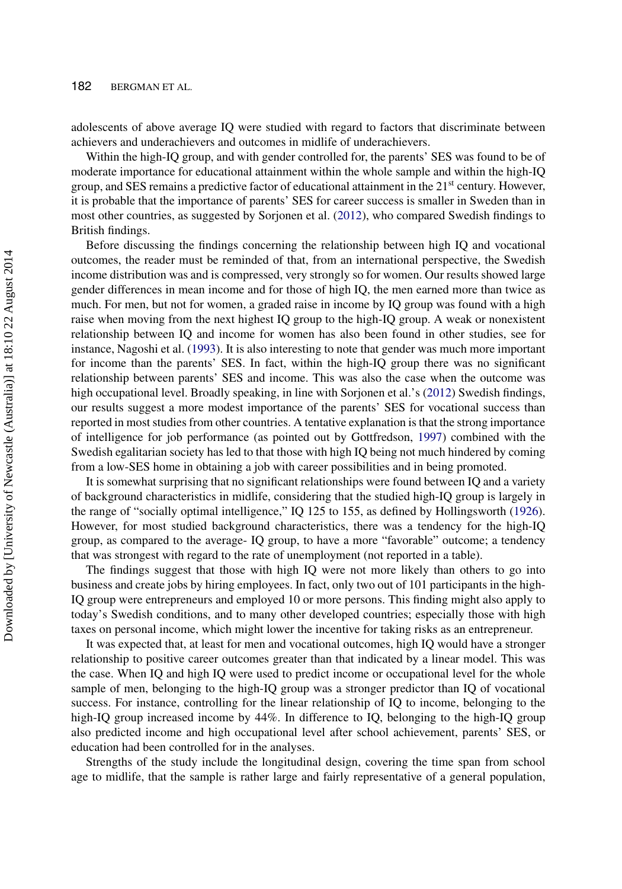adolescents of above average IQ were studied with regard to factors that discriminate between achievers and underachievers and outcomes in midlife of underachievers.

Within the high-IQ group, and with gender controlled for, the parents' SES was found to be of moderate importance for educational attainment within the whole sample and within the high-IQ group, and SES remains a predictive factor of educational attainment in the 21st century. However, it is probable that the importance of parents' SES for career success is smaller in Sweden than in most other countries, as suggested by Sorjonen et al. (2012), who compared Swedish findings to British findings.

Before discussing the findings concerning the relationship between high IQ and vocational outcomes, the reader must be reminded of that, from an international perspective, the Swedish income distribution was and is compressed, very strongly so for women. Our results showed large gender differences in mean income and for those of high IQ, the men earned more than twice as much. For men, but not for women, a graded raise in income by IQ group was found with a high raise when moving from the next highest IQ group to the high-IQ group. A weak or nonexistent relationship between IQ and income for women has also been found in other studies, see for instance, Nagoshi et al. (1993). It is also interesting to note that gender was much more important for income than the parents' SES. In fact, within the high-IQ group there was no significant relationship between parents' SES and income. This was also the case when the outcome was high occupational level. Broadly speaking, in line with Sorjonen et al.'s (2012) Swedish findings, our results suggest a more modest importance of the parents' SES for vocational success than reported in most studies from other countries. A tentative explanation is that the strong importance of intelligence for job performance (as pointed out by Gottfredson, 1997) combined with the Swedish egalitarian society has led to that those with high IQ being not much hindered by coming from a low-SES home in obtaining a job with career possibilities and in being promoted.

It is somewhat surprising that no significant relationships were found between IQ and a variety of background characteristics in midlife, considering that the studied high-IQ group is largely in the range of "socially optimal intelligence," IQ 125 to 155, as defined by Hollingsworth (1926). However, for most studied background characteristics, there was a tendency for the high-IQ group, as compared to the average- IQ group, to have a more "favorable" outcome; a tendency that was strongest with regard to the rate of unemployment (not reported in a table).

The findings suggest that those with high IQ were not more likely than others to go into business and create jobs by hiring employees. In fact, only two out of 101 participants in the high-IQ group were entrepreneurs and employed 10 or more persons. This finding might also apply to today's Swedish conditions, and to many other developed countries; especially those with high taxes on personal income, which might lower the incentive for taking risks as an entrepreneur.

It was expected that, at least for men and vocational outcomes, high IQ would have a stronger relationship to positive career outcomes greater than that indicated by a linear model. This was the case. When IQ and high IQ were used to predict income or occupational level for the whole sample of men, belonging to the high-IQ group was a stronger predictor than IQ of vocational success. For instance, controlling for the linear relationship of IQ to income, belonging to the high-IQ group increased income by 44%. In difference to IQ, belonging to the high-IQ group also predicted income and high occupational level after school achievement, parents' SES, or education had been controlled for in the analyses.

Strengths of the study include the longitudinal design, covering the time span from school age to midlife, that the sample is rather large and fairly representative of a general population,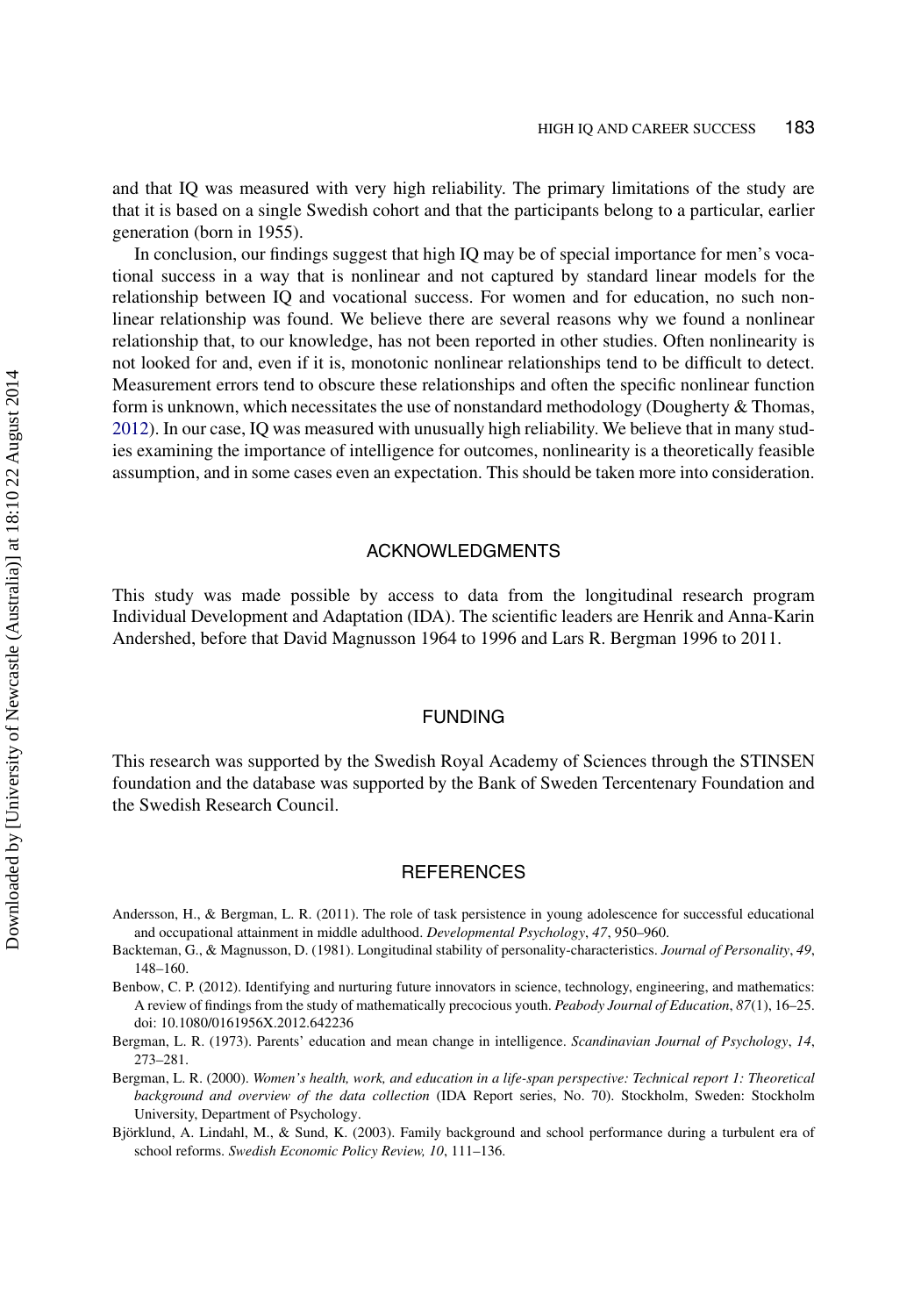and that IQ was measured with very high reliability. The primary limitations of the study are that it is based on a single Swedish cohort and that the participants belong to a particular, earlier generation (born in 1955).

In conclusion, our findings suggest that high IQ may be of special importance for men's vocational success in a way that is nonlinear and not captured by standard linear models for the relationship between IQ and vocational success. For women and for education, no such nonlinear relationship was found. We believe there are several reasons why we found a nonlinear relationship that, to our knowledge, has not been reported in other studies. Often nonlinearity is not looked for and, even if it is, monotonic nonlinear relationships tend to be difficult to detect. Measurement errors tend to obscure these relationships and often the specific nonlinear function form is unknown, which necessitates the use of nonstandard methodology (Dougherty & Thomas, 2012). In our case, IQ was measured with unusually high reliability. We believe that in many studies examining the importance of intelligence for outcomes, nonlinearity is a theoretically feasible assumption, and in some cases even an expectation. This should be taken more into consideration.

## ACKNOWLEDGMENTS

This study was made possible by access to data from the longitudinal research program Individual Development and Adaptation (IDA). The scientific leaders are Henrik and Anna-Karin Andershed, before that David Magnusson 1964 to 1996 and Lars R. Bergman 1996 to 2011.

## FUNDING

This research was supported by the Swedish Royal Academy of Sciences through the STINSEN foundation and the database was supported by the Bank of Sweden Tercentenary Foundation and the Swedish Research Council.

## REFERENCES

Andersson, H., & Bergman, L. R. (2011). The role of task persistence in young adolescence for successful educational and occupational attainment in middle adulthood. *Developmental Psychology*, *47*, 950–960.

Backteman, G., & Magnusson, D. (1981). Longitudinal stability of personality-characteristics. *Journal of Personality*, *49*, 148–160.

Benbow, C. P. (2012). Identifying and nurturing future innovators in science, technology, engineering, and mathematics: A review of findings from the study of mathematically precocious youth. *Peabody Journal of Education*, *87*(1), 16–25. doi: 10.1080/0161956X.2012.642236

Bergman, L. R. (1973). Parents' education and mean change in intelligence. *Scandinavian Journal of Psychology*, *14*, 273–281.

Bergman, L. R. (2000). *Women's health, work, and education in a life-span perspective: Technical report 1: Theoretical background and overview of the data collection* (IDA Report series, No. 70). Stockholm, Sweden: Stockholm University, Department of Psychology.

Björklund, A. Lindahl, M., & Sund, K. (2003). Family background and school performance during a turbulent era of school reforms. *Swedish Economic Policy Review, 10*, 111–136.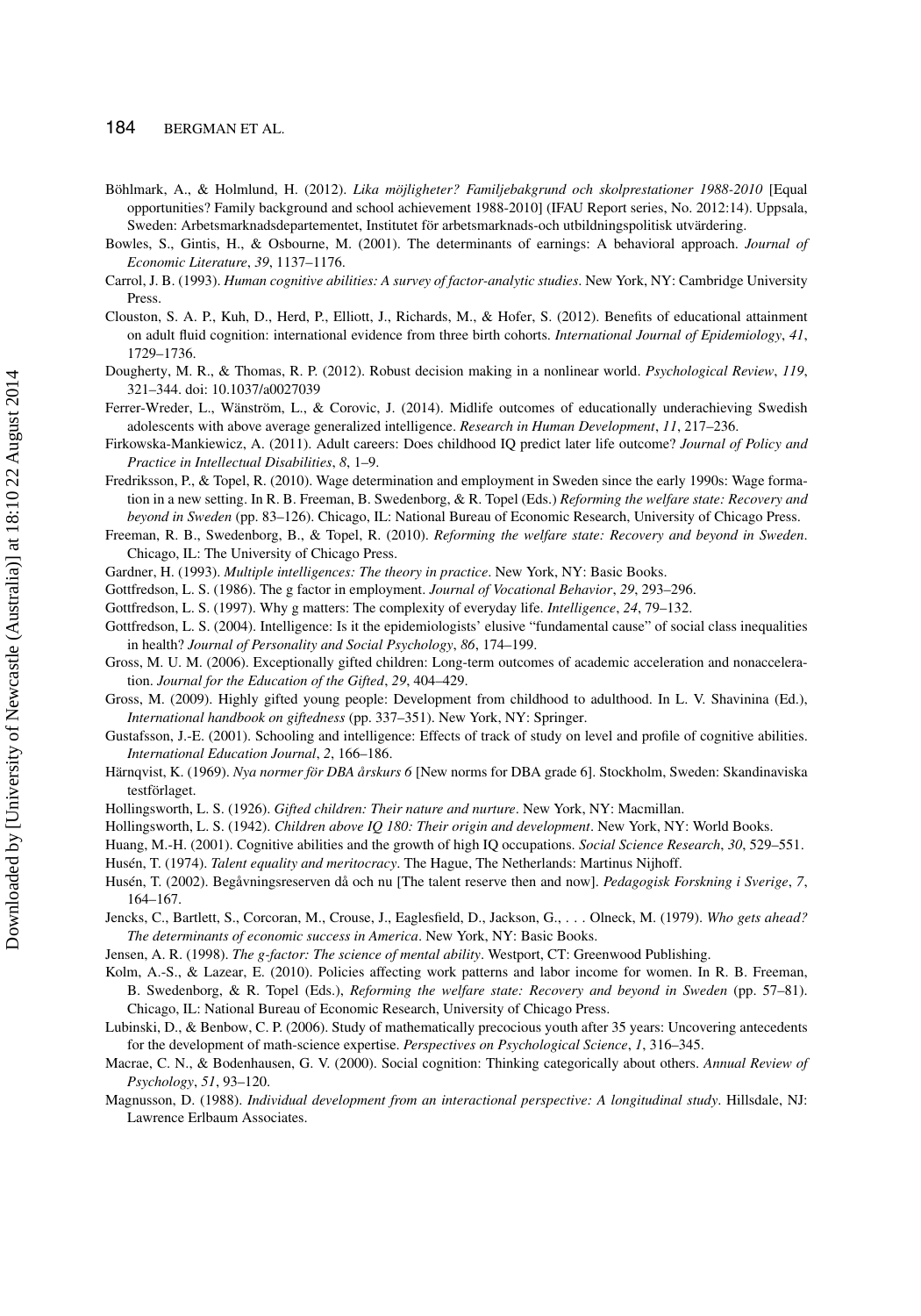Böhlmark, A., & Holmlund, H. (2012). *Lika möjligheter? Familjebakgrund och skolprestationer 1988-2010* [Equal opportunities? Family background and school achievement 1988-2010] (IFAU Report series, No. 2012:14). Uppsala, Sweden: Arbetsmarknadsdepartementet, Institutet för arbetsmarknads-och utbildningspolitisk utvärdering.

Bowles, S., Gintis, H., & Osbourne, M. (2001). The determinants of earnings: A behavioral approach. *Journal of Economic Literature*, *39*, 1137–1176.

Carrol, J. B. (1993). *Human cognitive abilities: A survey of factor-analytic studies*. New York, NY: Cambridge University Press.

Clouston, S. A. P., Kuh, D., Herd, P., Elliott, J., Richards, M., & Hofer, S. (2012). Benefits of educational attainment on adult fluid cognition: international evidence from three birth cohorts. *International Journal of Epidemiology*, *41*, 1729–1736.

Dougherty, M. R., & Thomas, R. P. (2012). Robust decision making in a nonlinear world. *Psychological Review*, *119*, 321–344. doi: 10.1037/a0027039

Ferrer-Wreder, L., Wänström, L., & Corovic, J. (2014). Midlife outcomes of educationally underachieving Swedish adolescents with above average generalized intelligence. *Research in Human Development*, *11*, 217–236.

Firkowska-Mankiewicz, A. (2011). Adult careers: Does childhood IQ predict later life outcome? *Journal of Policy and Practice in Intellectual Disabilities*, *8*, 1–9.

Fredriksson, P., & Topel, R. (2010). Wage determination and employment in Sweden since the early 1990s: Wage formation in a new setting. In R. B. Freeman, B. Swedenborg, & R. Topel (Eds.) *Reforming the welfare state: Recovery and beyond in Sweden* (pp. 83–126). Chicago, IL: National Bureau of Economic Research, University of Chicago Press.

Freeman, R. B., Swedenborg, B., & Topel, R. (2010). *Reforming the welfare state: Recovery and beyond in Sweden*. Chicago, IL: The University of Chicago Press.

Gardner, H. (1993). *Multiple intelligences: The theory in practice*. New York, NY: Basic Books.

Gottfredson, L. S. (1986). The g factor in employment. *Journal of Vocational Behavior*, *29*, 293–296.

Gottfredson, L. S. (1997). Why g matters: The complexity of everyday life. *Intelligence*, *24*, 79–132.

Gottfredson, L. S. (2004). Intelligence: Is it the epidemiologists' elusive "fundamental cause" of social class inequalities in health? *Journal of Personality and Social Psychology*, *86*, 174–199.

Gross, M. U. M. (2006). Exceptionally gifted children: Long-term outcomes of academic acceleration and nonacceleration. *Journal for the Education of the Gifted*, *29*, 404–429.

Gross, M. (2009). Highly gifted young people: Development from childhood to adulthood. In L. V. Shavinina (Ed.), *International handbook on giftedness* (pp. 337–351). New York, NY: Springer.

Gustafsson, J.-E. (2001). Schooling and intelligence: Effects of track of study on level and profile of cognitive abilities. *International Education Journal*, *2*, 166–186.

Härnqvist, K. (1969). *Nya normer för DBA årskurs 6* [New norms for DBA grade 6]. Stockholm, Sweden: Skandinaviska testförlaget.

Hollingsworth, L. S. (1926). *Gifted children: Their nature and nurture*. New York, NY: Macmillan.

Hollingsworth, L. S. (1942). *Children above IQ 180: Their origin and development*. New York, NY: World Books.

Huang, M.-H. (2001). Cognitive abilities and the growth of high IQ occupations. *Social Science Research*, *30*, 529–551.

Husén, T. (1974). *Talent equality and meritocracy*. The Hague, The Netherlands: Martinus Nijhoff.

Husén, T. (2002). Begåvningsreserven då och nu [The talent reserve then and now]. *Pedagogisk Forskning i Sverige*, *7*, 164–167.

Jencks, C., Bartlett, S., Corcoran, M., Crouse, J., Eaglesfield, D., Jackson, G., . . . Olneck, M. (1979). *Who gets ahead? The determinants of economic success in America*. New York, NY: Basic Books.

Jensen, A. R. (1998). *The g-factor: The science of mental ability*. Westport, CT: Greenwood Publishing.

Kolm, A.-S., & Lazear, E. (2010). Policies affecting work patterns and labor income for women. In R. B. Freeman, B. Swedenborg, & R. Topel (Eds.), *Reforming the welfare state: Recovery and beyond in Sweden* (pp. 57–81). Chicago, IL: National Bureau of Economic Research, University of Chicago Press.

Lubinski, D., & Benbow, C. P. (2006). Study of mathematically precocious youth after 35 years: Uncovering antecedents for the development of math-science expertise. *Perspectives on Psychological Science*, *1*, 316–345.

Macrae, C. N., & Bodenhausen, G. V. (2000). Social cognition: Thinking categorically about others. *Annual Review of Psychology*, *51*, 93–120.

Magnusson, D. (1988). *Individual development from an interactional perspective: A longitudinal study*. Hillsdale, NJ: Lawrence Erlbaum Associates.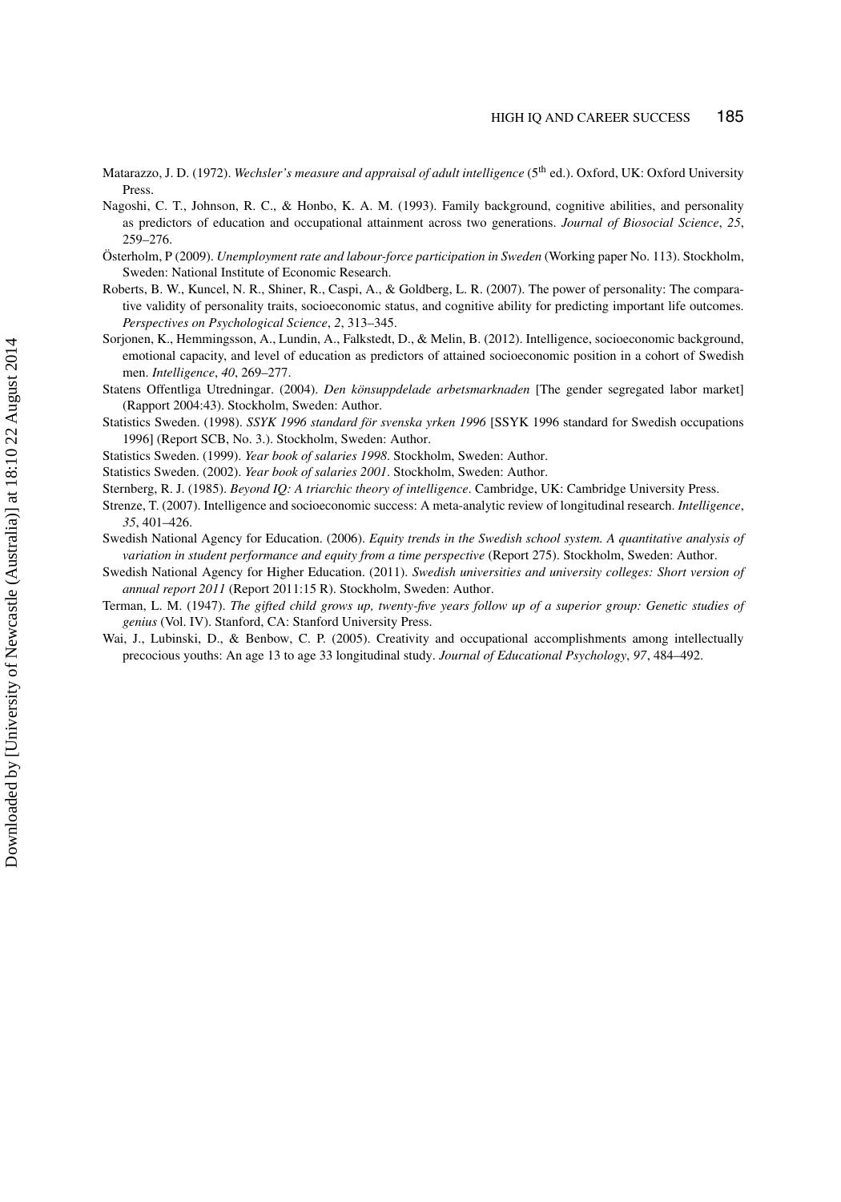Matarazzo, J. D. (1972). *Wechsler's measure and appraisal of adult intelligence* (5th ed.). Oxford, UK: Oxford University Press.

Nagoshi, C. T., Johnson, R. C., & Honbo, K. A. M. (1993). Family background, cognitive abilities, and personality as predictors of education and occupational attainment across two generations. *Journal of Biosocial Science*, *25*, 259–276.

Österholm, P (2009). *Unemployment rate and labour-force participation in Sweden* (Working paper No. 113). Stockholm, Sweden: National Institute of Economic Research.

Roberts, B. W., Kuncel, N. R., Shiner, R., Caspi, A., & Goldberg, L. R. (2007). The power of personality: The comparative validity of personality traits, socioeconomic status, and cognitive ability for predicting important life outcomes. *Perspectives on Psychological Science*, *2*, 313–345.

Sorjonen, K., Hemmingsson, A., Lundin, A., Falkstedt, D., & Melin, B. (2012). Intelligence, socioeconomic background, emotional capacity, and level of education as predictors of attained socioeconomic position in a cohort of Swedish men. *Intelligence*, *40*, 269–277.

Statens Offentliga Utredningar. (2004). *Den könsuppdelade arbetsmarknaden* [The gender segregated labor market] (Rapport 2004:43). Stockholm, Sweden: Author.

Statistics Sweden. (1998). *SSYK 1996 standard för svenska yrken 1996* [SSYK 1996 standard for Swedish occupations 1996] (Report SCB, No. 3.). Stockholm, Sweden: Author.

Statistics Sweden. (1999). *Year book of salaries 1998*. Stockholm, Sweden: Author.

Statistics Sweden. (2002). *Year book of salaries 2001*. Stockholm, Sweden: Author.

Sternberg, R. J. (1985). *Beyond IQ: A triarchic theory of intelligence*. Cambridge, UK: Cambridge University Press.

Strenze, T. (2007). Intelligence and socioeconomic success: A meta-analytic review of longitudinal research. *Intelligence*, *35*, 401–426.

Swedish National Agency for Education. (2006). *Equity trends in the Swedish school system. A quantitative analysis of variation in student performance and equity from a time perspective* (Report 275). Stockholm, Sweden: Author.

Swedish National Agency for Higher Education. (2011). *Swedish universities and university colleges: Short version of annual report 2011* (Report 2011:15 R). Stockholm, Sweden: Author.

Terman, L. M. (1947). *The gifted child grows up, twenty-five years follow up of a superior group: Genetic studies of genius* (Vol. IV). Stanford, CA: Stanford University Press.

Wai, J., Lubinski, D., & Benbow, C. P. (2005). Creativity and occupational accomplishments among intellectually precocious youths: An age 13 to age 33 longitudinal study. *Journal of Educational Psychology*, *97*, 484–492.